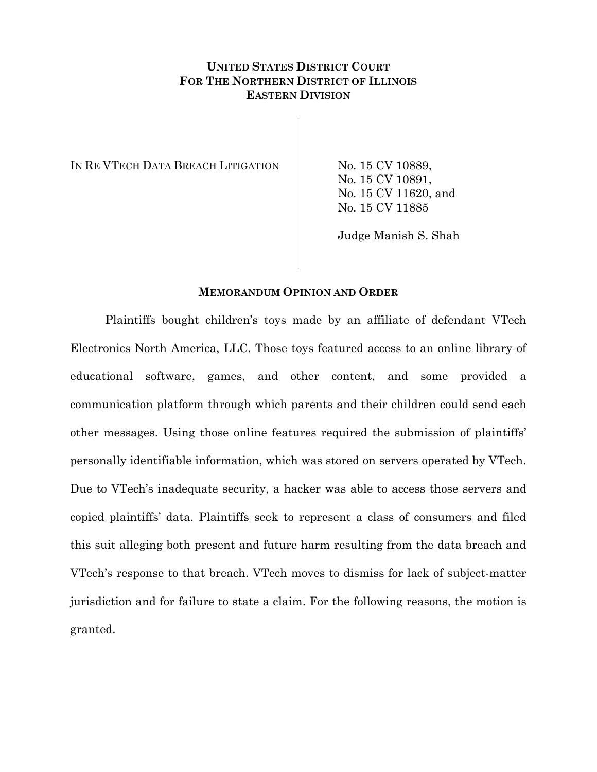**UNITED STATES DISTRICT COURT**
**FOR THE NORTHERN DISTRICT OF ILLINOIS**
**EASTERN DIVISION**

IN RE VTECH DATA BREACH LITIGATION

No. 15 CV 10889,
No. 15 CV 10891,
No. 15 CV 11620, and
No. 15 CV 11885

Judge Manish S. Shah

**MEMORANDUM OPINION AND ORDER**

Plaintiffs bought children's toys made by an affiliate of defendant VTech Electronics North America, LLC. Those toys featured access to an online library of educational software, games, and other content, and some provided a communication platform through which parents and their children could send each other messages. Using those online features required the submission of plaintiffs' personally identifiable information, which was stored on servers operated by VTech. Due to VTech's inadequate security, a hacker was able to access those servers and copied plaintiffs' data. Plaintiffs seek to represent a class of consumers and filed this suit alleging both present and future harm resulting from the data breach and VTech's response to that breach. VTech moves to dismiss for lack of subject-matter jurisdiction and for failure to state a claim. For the following reasons, the motion is granted.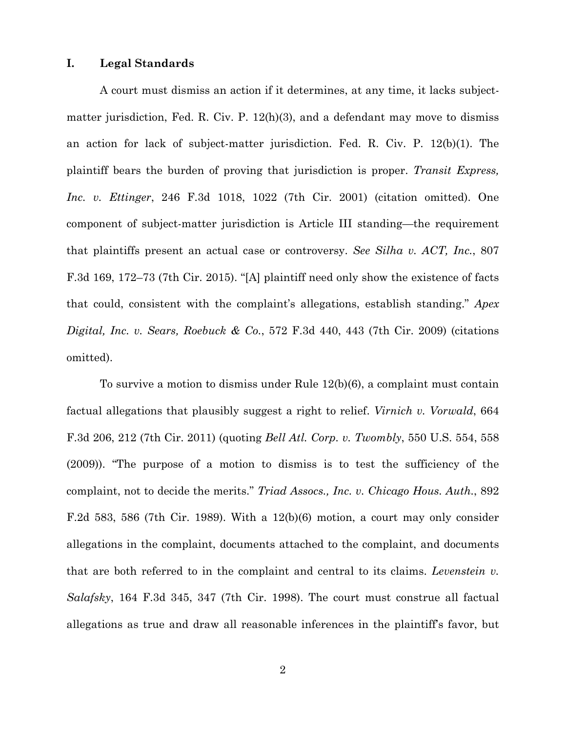## I. Legal Standards

A court must dismiss an action if it determines, at any time, it lacks subject-matter jurisdiction, Fed. R. Civ. P. 12(h)(3), and a defendant may move to dismiss an action for lack of subject-matter jurisdiction. Fed. R. Civ. P. 12(b)(1). The plaintiff bears the burden of proving that jurisdiction is proper. *Transit Express, Inc. v. Ettinger*, 246 F.3d 1018, 1022 (7th Cir. 2001) (citation omitted). One component of subject-matter jurisdiction is Article III standing—the requirement that plaintiffs present an actual case or controversy. *See Silha v. ACT, Inc.*, 807 F.3d 169, 172–73 (7th Cir. 2015). "[A] plaintiff need only show the existence of facts that could, consistent with the complaint's allegations, establish standing." *Apex Digital, Inc. v. Sears, Roebuck & Co.*, 572 F.3d 440, 443 (7th Cir. 2009) (citations omitted).

To survive a motion to dismiss under Rule 12(b)(6), a complaint must contain factual allegations that plausibly suggest a right to relief. *Virnich v. Vorwald*, 664 F.3d 206, 212 (7th Cir. 2011) (quoting *Bell Atl. Corp. v. Twombly*, 550 U.S. 554, 558 (2009)). "The purpose of a motion to dismiss is to test the sufficiency of the complaint, not to decide the merits." *Triad Assocs., Inc. v. Chicago Hous. Auth.*, 892 F.2d 583, 586 (7th Cir. 1989). With a 12(b)(6) motion, a court may only consider allegations in the complaint, documents attached to the complaint, and documents that are both referred to in the complaint and central to its claims. *Levenstein v. Salafsky*, 164 F.3d 345, 347 (7th Cir. 1998). The court must construe all factual allegations as true and draw all reasonable inferences in the plaintiff's favor, but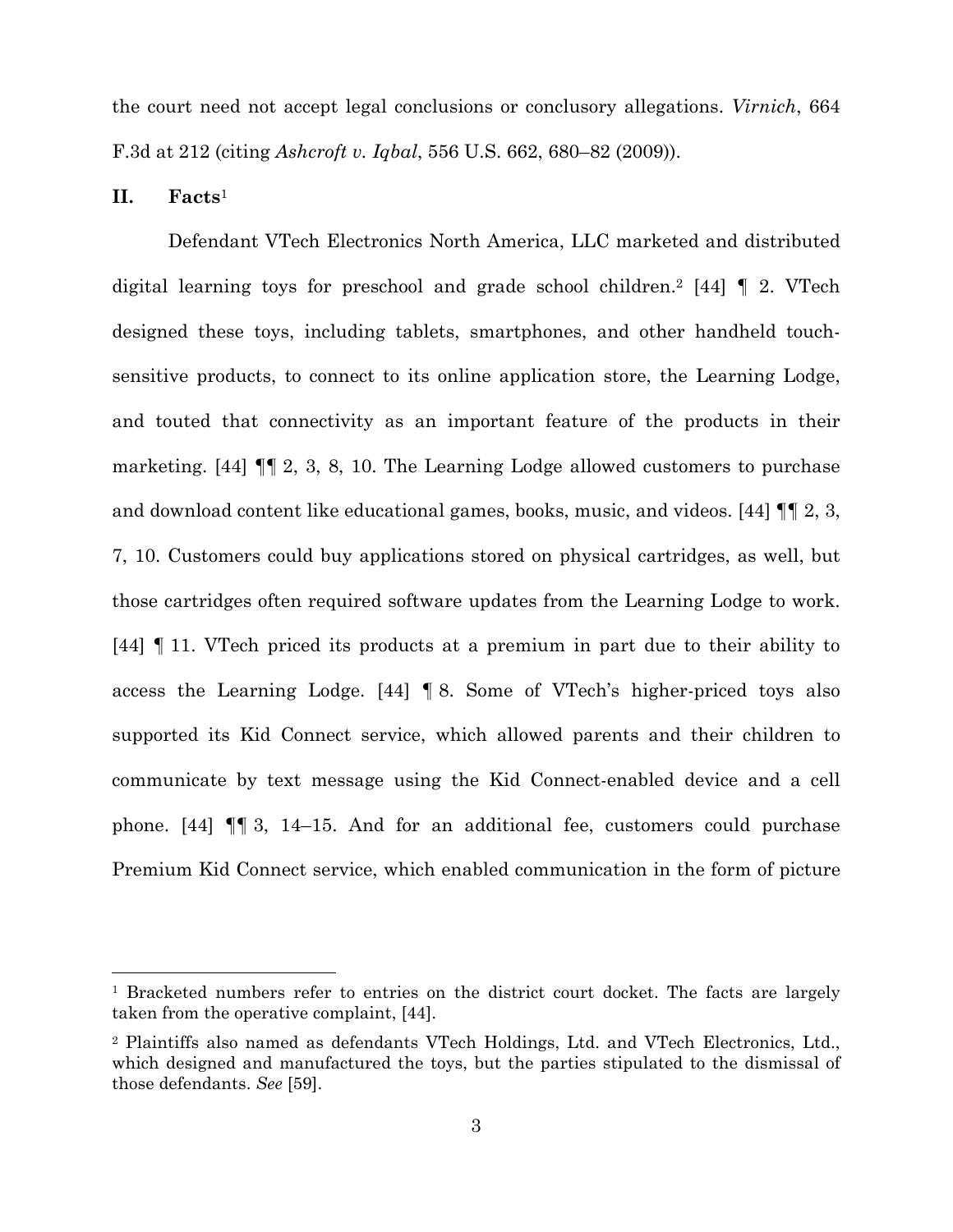the court need not accept legal conclusions or conclusory allegations. *Virnich*, 664 F.3d at 212 (citing *Ashcroft v. Iqbal*, 556 U.S. 662, 680–82 (2009)).

## II. Facts[1]

Defendant VTech Electronics North America, LLC marketed and distributed digital learning toys for preschool and grade school children.[2] [44] ¶ 2. VTech designed these toys, including tablets, smartphones, and other handheld touch-sensitive products, to connect to its online application store, the Learning Lodge, and touted that connectivity as an important feature of the products in their marketing. [44] ¶¶ 2, 3, 8, 10. The Learning Lodge allowed customers to purchase and download content like educational games, books, music, and videos. [44] ¶¶ 2, 3, 7, 10. Customers could buy applications stored on physical cartridges, as well, but those cartridges often required software updates from the Learning Lodge to work. [44] ¶ 11. VTech priced its products at a premium in part due to their ability to access the Learning Lodge. [44] ¶ 8. Some of VTech's higher-priced toys also supported its Kid Connect service, which allowed parents and their children to communicate by text message using the Kid Connect-enabled device and a cell phone. [44] ¶¶ 3, 14–15. And for an additional fee, customers could purchase Premium Kid Connect service, which enabled communication in the form of picture

---

[1] Bracketed numbers refer to entries on the district court docket. The facts are largely taken from the operative complaint, [44].

[2] Plaintiffs also named as defendants VTech Holdings, Ltd. and VTech Electronics, Ltd., which designed and manufactured the toys, but the parties stipulated to the dismissal of those defendants. *See* [59].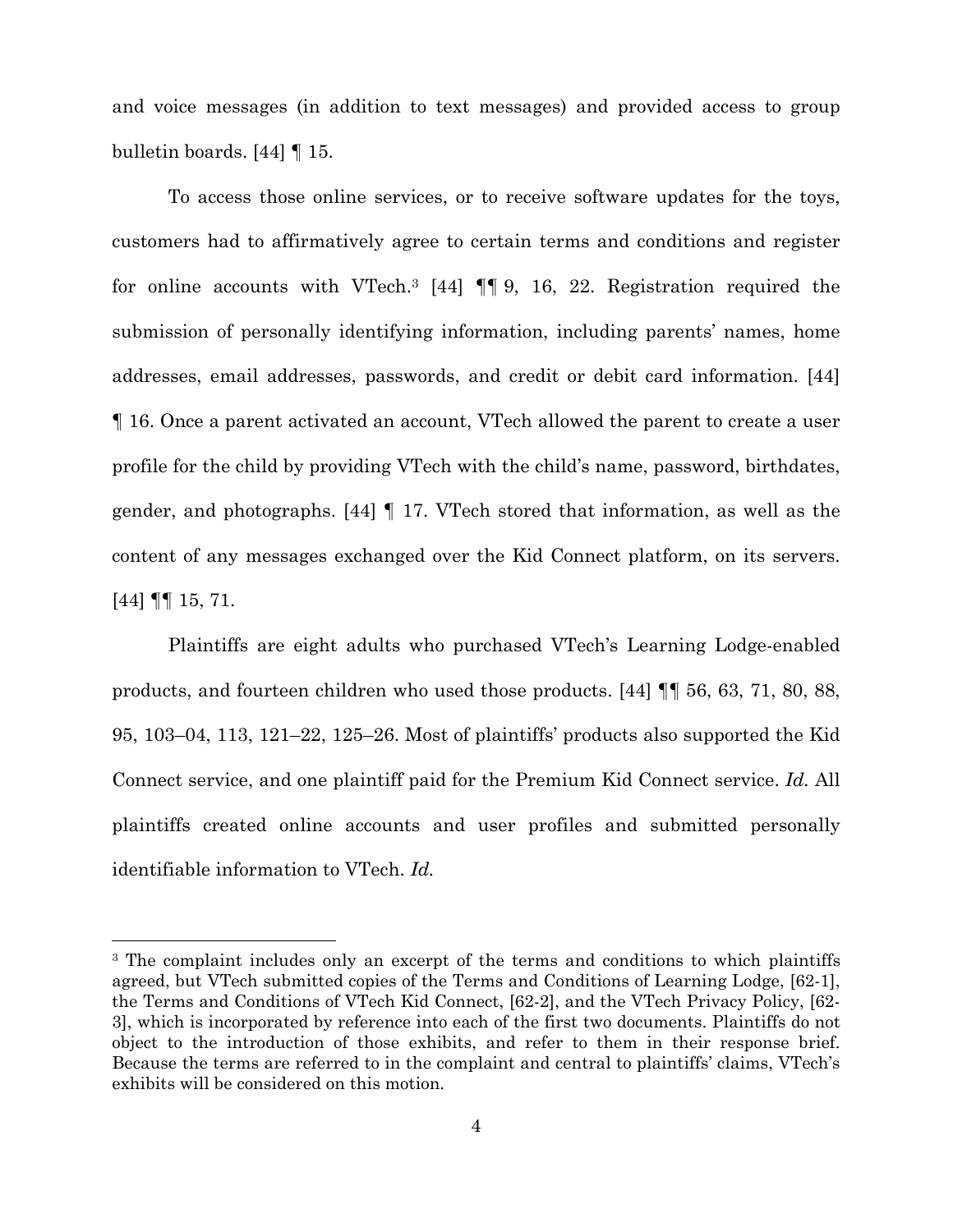and voice messages (in addition to text messages) and provided access to group bulletin boards. [44] ¶ 15.

To access those online services, or to receive software updates for the toys, customers had to affirmatively agree to certain terms and conditions and register for online accounts with VTech.[3] [44] ¶¶ 9, 16, 22. Registration required the submission of personally identifying information, including parents' names, home addresses, email addresses, passwords, and credit or debit card information. [44] ¶ 16. Once a parent activated an account, VTech allowed the parent to create a user profile for the child by providing VTech with the child's name, password, birthdates, gender, and photographs. [44] ¶ 17. VTech stored that information, as well as the content of any messages exchanged over the Kid Connect platform, on its servers. [44] ¶¶ 15, 71.

Plaintiffs are eight adults who purchased VTech's Learning Lodge-enabled products, and fourteen children who used those products. [44] ¶¶ 56, 63, 71, 80, 88, 95, 103–04, 113, 121–22, 125–26. Most of plaintiffs' products also supported the Kid Connect service, and one plaintiff paid for the Premium Kid Connect service. *Id.* All plaintiffs created online accounts and user profiles and submitted personally identifiable information to VTech. *Id.*

---

[3] The complaint includes only an excerpt of the terms and conditions to which plaintiffs agreed, but VTech submitted copies of the Terms and Conditions of Learning Lodge, [62-1], the Terms and Conditions of VTech Kid Connect, [62-2], and the VTech Privacy Policy, [62-3], which is incorporated by reference into each of the first two documents. Plaintiffs do not object to the introduction of those exhibits, and refer to them in their response brief. Because the terms are referred to in the complaint and central to plaintiffs' claims, VTech's exhibits will be considered on this motion.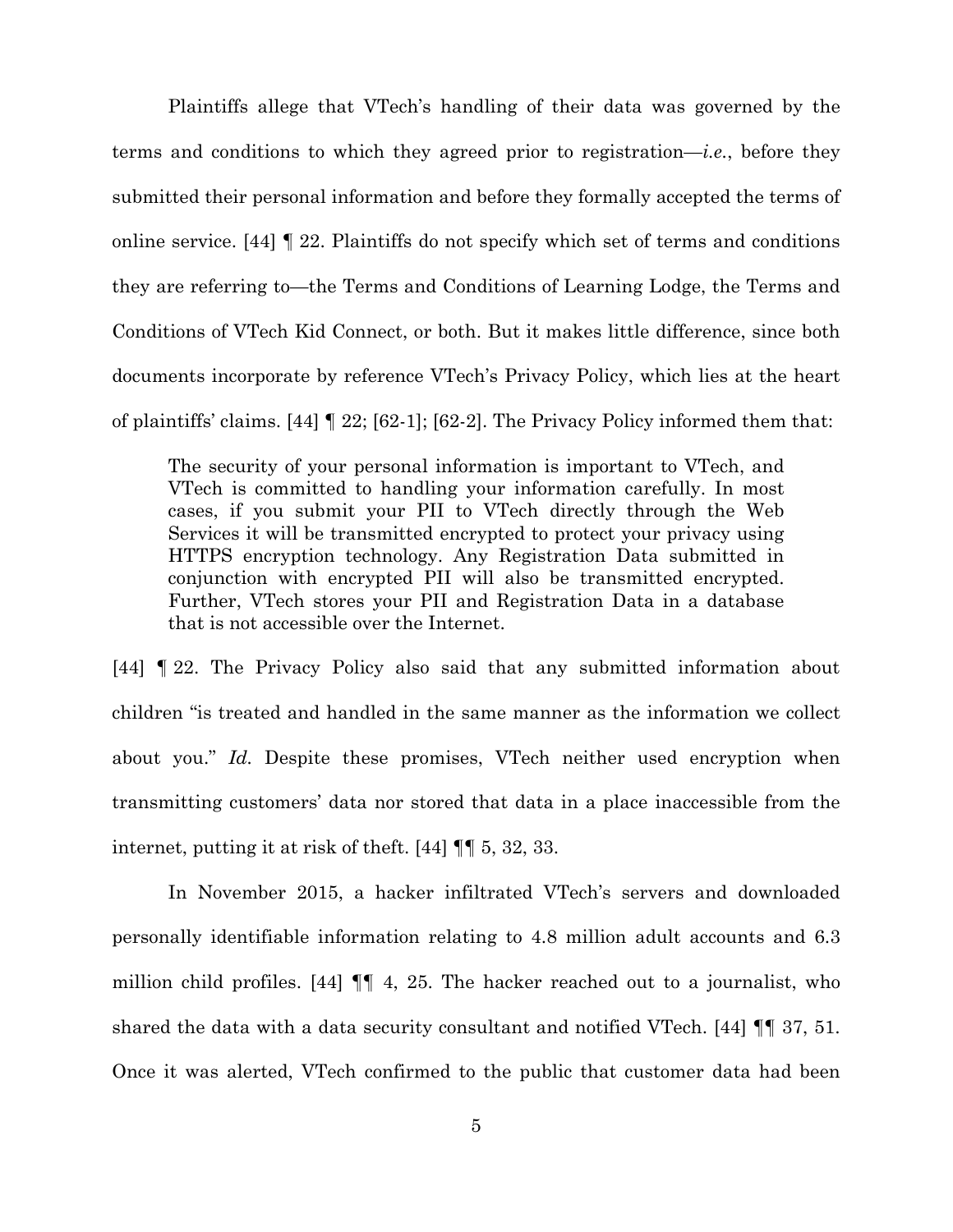Plaintiffs allege that VTech's handling of their data was governed by the terms and conditions to which they agreed prior to registration—*i.e.*, before they submitted their personal information and before they formally accepted the terms of online service. [44] ¶ 22. Plaintiffs do not specify which set of terms and conditions they are referring to—the Terms and Conditions of Learning Lodge, the Terms and Conditions of VTech Kid Connect, or both. But it makes little difference, since both documents incorporate by reference VTech's Privacy Policy, which lies at the heart of plaintiffs' claims. [44] ¶ 22; [62-1]; [62-2]. The Privacy Policy informed them that:

> The security of your personal information is important to VTech, and VTech is committed to handling your information carefully. In most cases, if you submit your PII to VTech directly through the Web Services it will be transmitted encrypted to protect your privacy using HTTPS encryption technology. Any Registration Data submitted in conjunction with encrypted PII will also be transmitted encrypted. Further, VTech stores your PII and Registration Data in a database that is not accessible over the Internet.

[44] ¶ 22. The Privacy Policy also said that any submitted information about children "is treated and handled in the same manner as the information we collect about you." *Id.* Despite these promises, VTech neither used encryption when transmitting customers' data nor stored that data in a place inaccessible from the internet, putting it at risk of theft. [44] ¶¶ 5, 32, 33.

In November 2015, a hacker infiltrated VTech's servers and downloaded personally identifiable information relating to 4.8 million adult accounts and 6.3 million child profiles. [44] ¶¶ 4, 25. The hacker reached out to a journalist, who shared the data with a data security consultant and notified VTech. [44] ¶¶ 37, 51. Once it was alerted, VTech confirmed to the public that customer data had been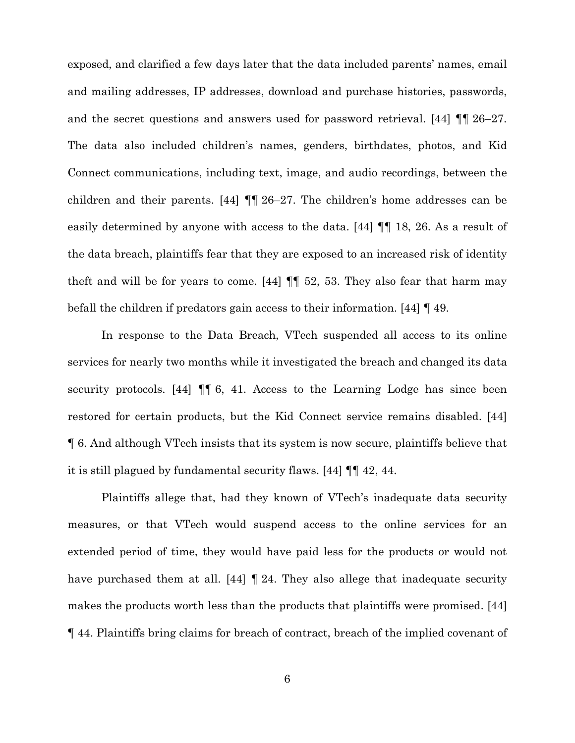exposed, and clarified a few days later that the data included parents' names, email and mailing addresses, IP addresses, download and purchase histories, passwords, and the secret questions and answers used for password retrieval. [44] ¶¶ 26–27. The data also included children's names, genders, birthdates, photos, and Kid Connect communications, including text, image, and audio recordings, between the children and their parents. [44] ¶¶ 26–27. The children's home addresses can be easily determined by anyone with access to the data. [44] ¶¶ 18, 26. As a result of the data breach, plaintiffs fear that they are exposed to an increased risk of identity theft and will be for years to come. [44] ¶¶ 52, 53. They also fear that harm may befall the children if predators gain access to their information. [44] ¶ 49.

In response to the Data Breach, VTech suspended all access to its online services for nearly two months while it investigated the breach and changed its data security protocols. [44] ¶¶ 6, 41. Access to the Learning Lodge has since been restored for certain products, but the Kid Connect service remains disabled. [44] ¶ 6. And although VTech insists that its system is now secure, plaintiffs believe that it is still plagued by fundamental security flaws. [44] ¶¶ 42, 44.

Plaintiffs allege that, had they known of VTech's inadequate data security measures, or that VTech would suspend access to the online services for an extended period of time, they would have paid less for the products or would not have purchased them at all. [44] ¶ 24. They also allege that inadequate security makes the products worth less than the products that plaintiffs were promised. [44] ¶ 44. Plaintiffs bring claims for breach of contract, breach of the implied covenant of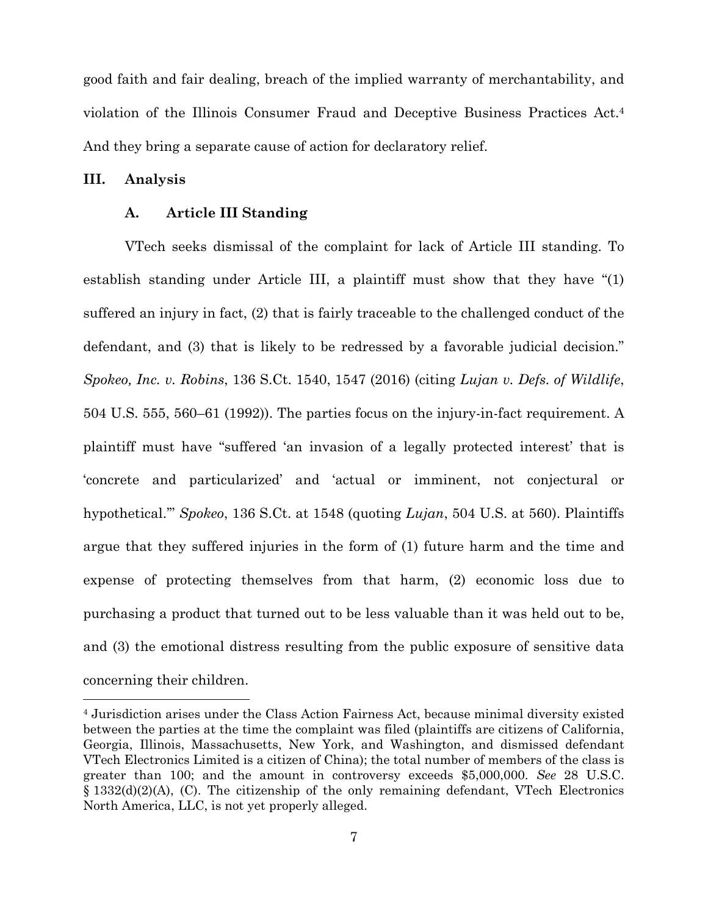good faith and fair dealing, breach of the implied warranty of merchantability, and violation of the Illinois Consumer Fraud and Deceptive Business Practices Act.[4] And they bring a separate cause of action for declaratory relief.

## III. Analysis

### A. Article III Standing

VTech seeks dismissal of the complaint for lack of Article III standing. To establish standing under Article III, a plaintiff must show that they have "(1) suffered an injury in fact, (2) that is fairly traceable to the challenged conduct of the defendant, and (3) that is likely to be redressed by a favorable judicial decision." *Spokeo, Inc. v. Robins*, 136 S.Ct. 1540, 1547 (2016) (citing *Lujan v. Defs. of Wildlife*, 504 U.S. 555, 560–61 (1992)). The parties focus on the injury-in-fact requirement. A plaintiff must have "suffered 'an invasion of a legally protected interest' that is 'concrete and particularized' and 'actual or imminent, not conjectural or hypothetical.'" *Spokeo*, 136 S.Ct. at 1548 (quoting *Lujan*, 504 U.S. at 560). Plaintiffs argue that they suffered injuries in the form of (1) future harm and the time and expense of protecting themselves from that harm, (2) economic loss due to purchasing a product that turned out to be less valuable than it was held out to be, and (3) the emotional distress resulting from the public exposure of sensitive data concerning their children.

---

[4] Jurisdiction arises under the Class Action Fairness Act, because minimal diversity existed between the parties at the time the complaint was filed (plaintiffs are citizens of California, Georgia, Illinois, Massachusetts, New York, and Washington, and dismissed defendant VTech Electronics Limited is a citizen of China); the total number of members of the class is greater than 100; and the amount in controversy exceeds $5,000,000. *See* 28 U.S.C. § 1332(d)(2)(A), (C). The citizenship of the only remaining defendant, VTech Electronics North America, LLC, is not yet properly alleged.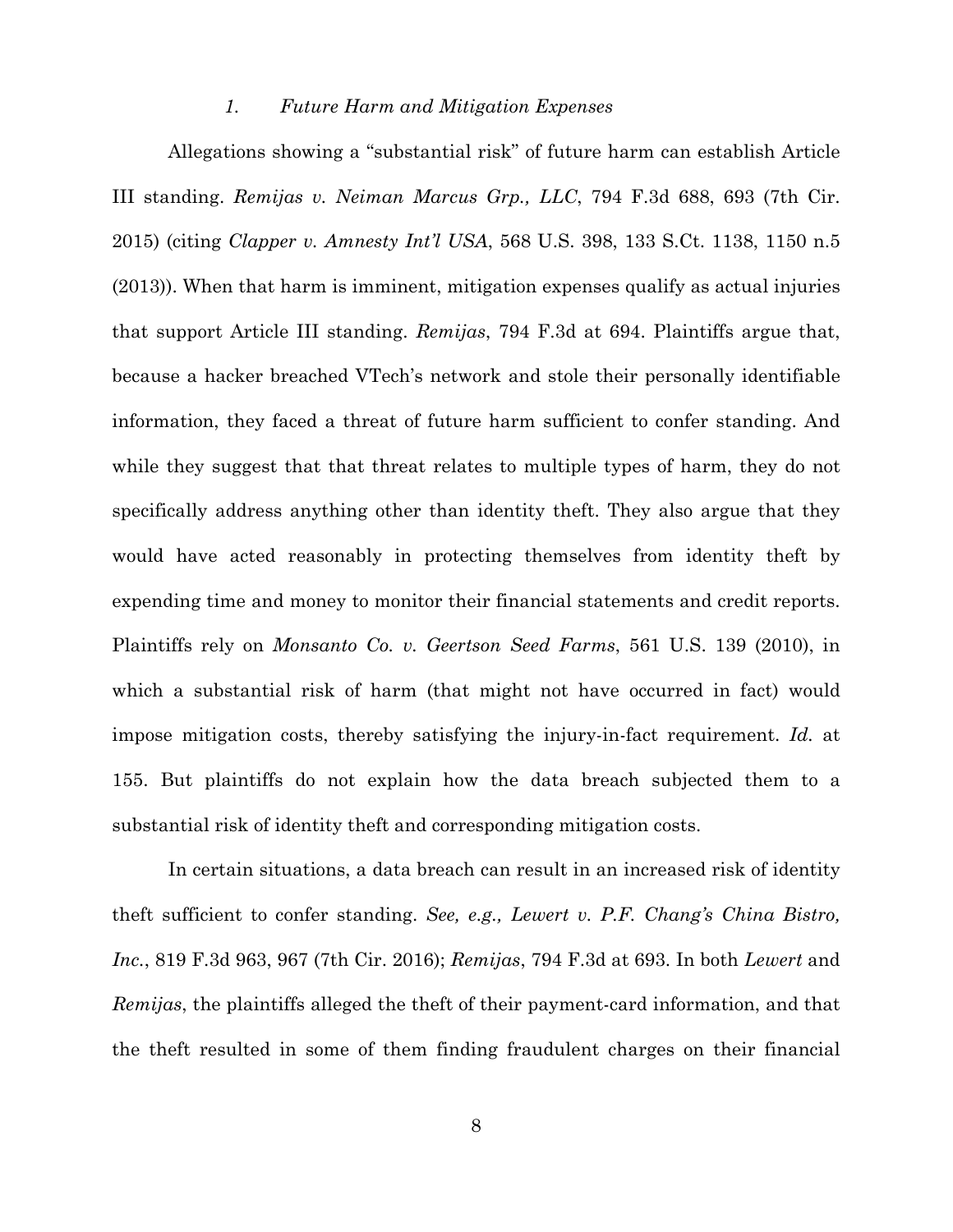### *1. Future Harm and Mitigation Expenses*

Allegations showing a "substantial risk" of future harm can establish Article III standing. *Remijas v. Neiman Marcus Grp., LLC*, 794 F.3d 688, 693 (7th Cir. 2015) (citing *Clapper v. Amnesty Int'l USA*, 568 U.S. 398, 133 S.Ct. 1138, 1150 n.5 (2013)). When that harm is imminent, mitigation expenses qualify as actual injuries that support Article III standing. *Remijas*, 794 F.3d at 694. Plaintiffs argue that, because a hacker breached VTech's network and stole their personally identifiable information, they faced a threat of future harm sufficient to confer standing. And while they suggest that that threat relates to multiple types of harm, they do not specifically address anything other than identity theft. They also argue that they would have acted reasonably in protecting themselves from identity theft by expending time and money to monitor their financial statements and credit reports. Plaintiffs rely on *Monsanto Co. v. Geertson Seed Farms*, 561 U.S. 139 (2010), in which a substantial risk of harm (that might not have occurred in fact) would impose mitigation costs, thereby satisfying the injury-in-fact requirement. *Id.* at 155. But plaintiffs do not explain how the data breach subjected them to a substantial risk of identity theft and corresponding mitigation costs.

In certain situations, a data breach can result in an increased risk of identity theft sufficient to confer standing. *See, e.g., Lewert v. P.F. Chang's China Bistro, Inc.*, 819 F.3d 963, 967 (7th Cir. 2016); *Remijas*, 794 F.3d at 693. In both *Lewert* and *Remijas*, the plaintiffs alleged the theft of their payment-card information, and that the theft resulted in some of them finding fraudulent charges on their financial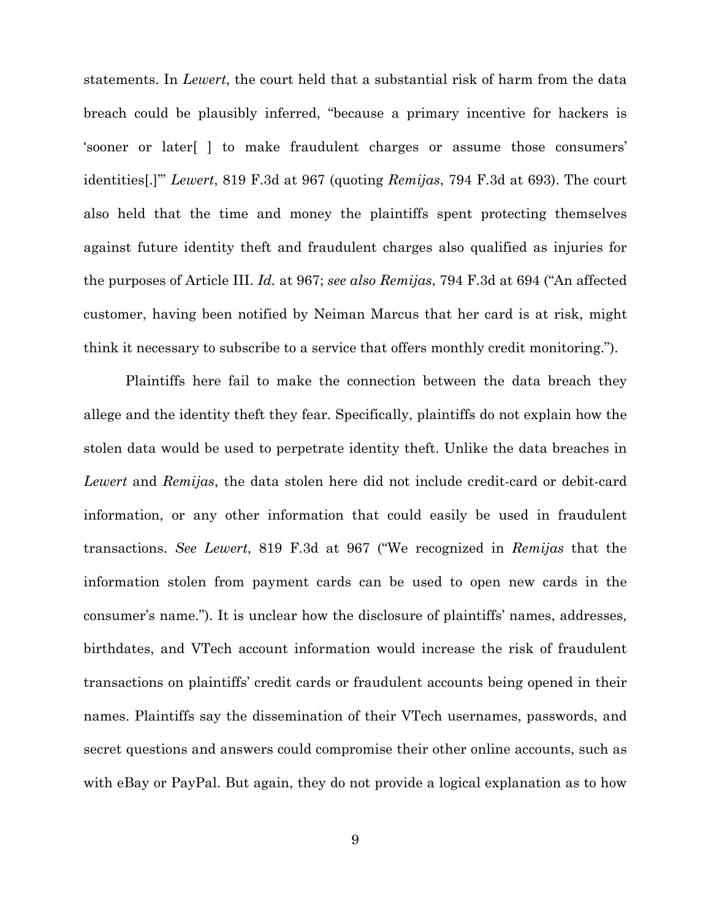statements. In *Lewert*, the court held that a substantial risk of harm from the data breach could be plausibly inferred, "because a primary incentive for hackers is 'sooner or later[ ] to make fraudulent charges or assume those consumers' identities[.]'" *Lewert*, 819 F.3d at 967 (quoting *Remijas*, 794 F.3d at 693). The court also held that the time and money the plaintiffs spent protecting themselves against future identity theft and fraudulent charges also qualified as injuries for the purposes of Article III. *Id.* at 967; *see also Remijas*, 794 F.3d at 694 ("An affected customer, having been notified by Neiman Marcus that her card is at risk, might think it necessary to subscribe to a service that offers monthly credit monitoring.").

Plaintiffs here fail to make the connection between the data breach they allege and the identity theft they fear. Specifically, plaintiffs do not explain how the stolen data would be used to perpetrate identity theft. Unlike the data breaches in *Lewert* and *Remijas*, the data stolen here did not include credit-card or debit-card information, or any other information that could easily be used in fraudulent transactions. *See Lewert*, 819 F.3d at 967 ("We recognized in *Remijas* that the information stolen from payment cards can be used to open new cards in the consumer's name."). It is unclear how the disclosure of plaintiffs' names, addresses, birthdates, and VTech account information would increase the risk of fraudulent transactions on plaintiffs' credit cards or fraudulent accounts being opened in their names. Plaintiffs say the dissemination of their VTech usernames, passwords, and secret questions and answers could compromise their other online accounts, such as with eBay or PayPal. But again, they do not provide a logical explanation as to how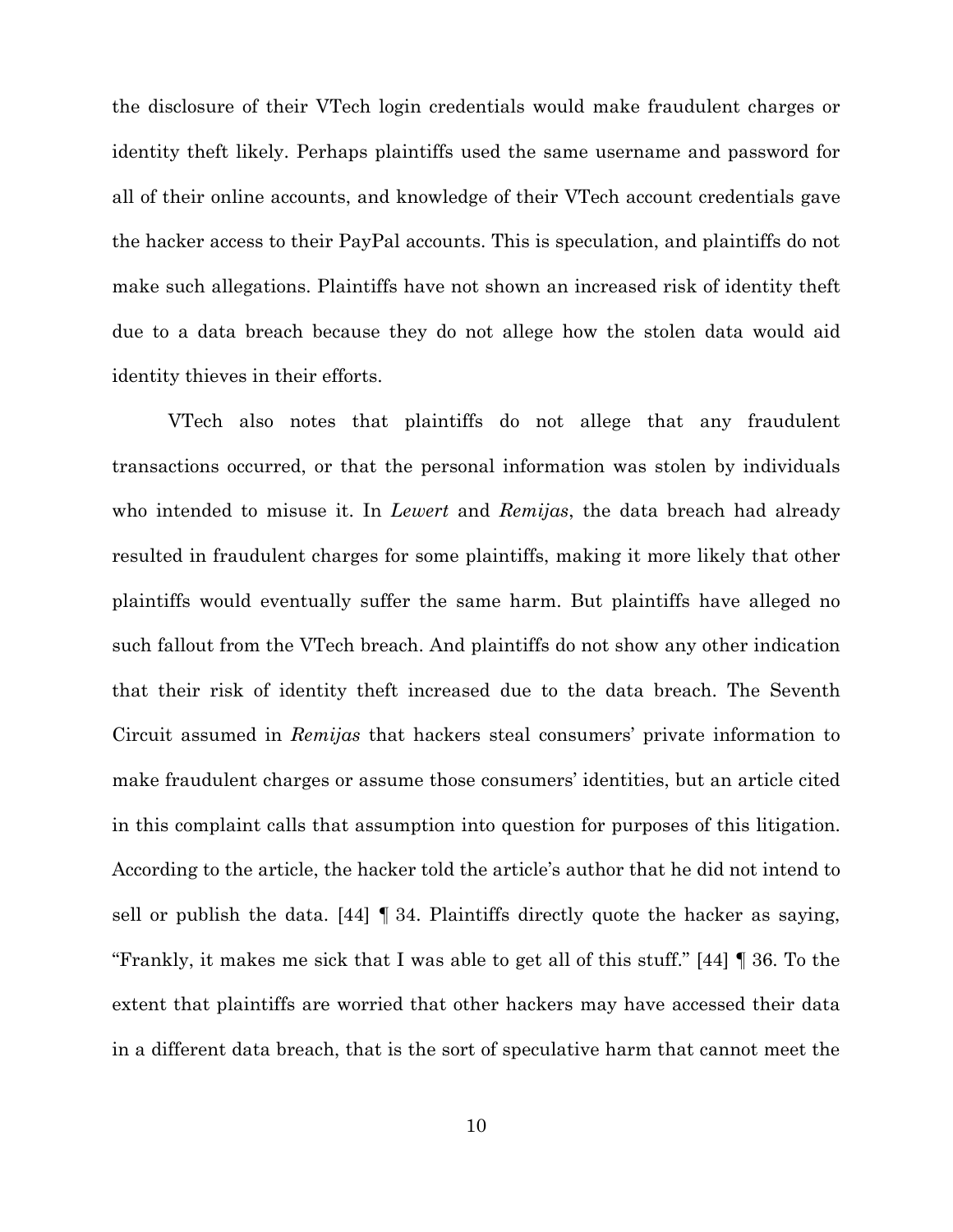the disclosure of their VTech login credentials would make fraudulent charges or identity theft likely. Perhaps plaintiffs used the same username and password for all of their online accounts, and knowledge of their VTech account credentials gave the hacker access to their PayPal accounts. This is speculation, and plaintiffs do not make such allegations. Plaintiffs have not shown an increased risk of identity theft due to a data breach because they do not allege how the stolen data would aid identity thieves in their efforts.

VTech also notes that plaintiffs do not allege that any fraudulent transactions occurred, or that the personal information was stolen by individuals who intended to misuse it. In *Lewert* and *Remijas*, the data breach had already resulted in fraudulent charges for some plaintiffs, making it more likely that other plaintiffs would eventually suffer the same harm. But plaintiffs have alleged no such fallout from the VTech breach. And plaintiffs do not show any other indication that their risk of identity theft increased due to the data breach. The Seventh Circuit assumed in *Remijas* that hackers steal consumers' private information to make fraudulent charges or assume those consumers' identities, but an article cited in this complaint calls that assumption into question for purposes of this litigation. According to the article, the hacker told the article's author that he did not intend to sell or publish the data. [44] ¶ 34. Plaintiffs directly quote the hacker as saying, "Frankly, it makes me sick that I was able to get all of this stuff." [44] ¶ 36. To the extent that plaintiffs are worried that other hackers may have accessed their data in a different data breach, that is the sort of speculative harm that cannot meet the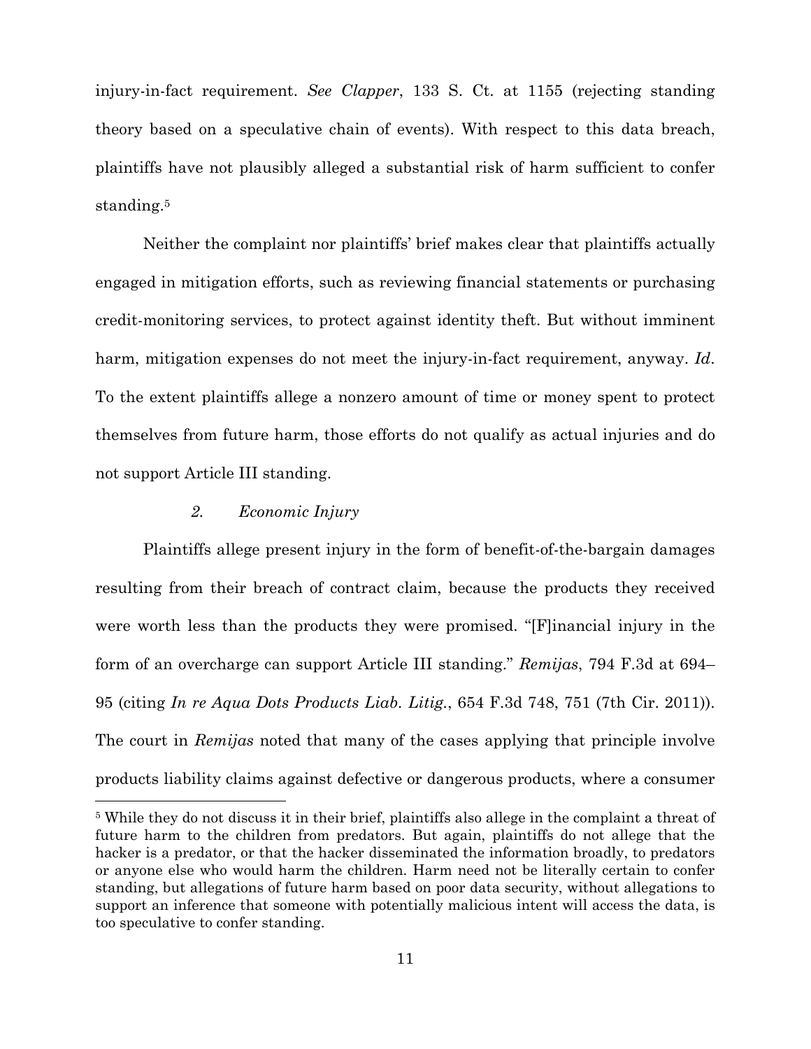injury-in-fact requirement. *See Clapper*, 133 S. Ct. at 1155 (rejecting standing theory based on a speculative chain of events). With respect to this data breach, plaintiffs have not plausibly alleged a substantial risk of harm sufficient to confer standing.[5]

Neither the complaint nor plaintiffs' brief makes clear that plaintiffs actually engaged in mitigation efforts, such as reviewing financial statements or purchasing credit-monitoring services, to protect against identity theft. But without imminent harm, mitigation expenses do not meet the injury-in-fact requirement, anyway. *Id*. To the extent plaintiffs allege a nonzero amount of time or money spent to protect themselves from future harm, those efforts do not qualify as actual injuries and do not support Article III standing.

#### *2. Economic Injury*

Plaintiffs allege present injury in the form of benefit-of-the-bargain damages resulting from their breach of contract claim, because the products they received were worth less than the products they were promised. "[F]inancial injury in the form of an overcharge can support Article III standing." *Remijas*, 794 F.3d at 694–95 (citing *In re Aqua Dots Products Liab. Litig.*, 654 F.3d 748, 751 (7th Cir. 2011)). The court in *Remijas* noted that many of the cases applying that principle involve products liability claims against defective or dangerous products, where a consumer

---

[5] While they do not discuss it in their brief, plaintiffs also allege in the complaint a threat of future harm to the children from predators. But again, plaintiffs do not allege that the hacker is a predator, or that the hacker disseminated the information broadly, to predators or anyone else who would harm the children. Harm need not be literally certain to confer standing, but allegations of future harm based on poor data security, without allegations to support an inference that someone with potentially malicious intent will access the data, is too speculative to confer standing.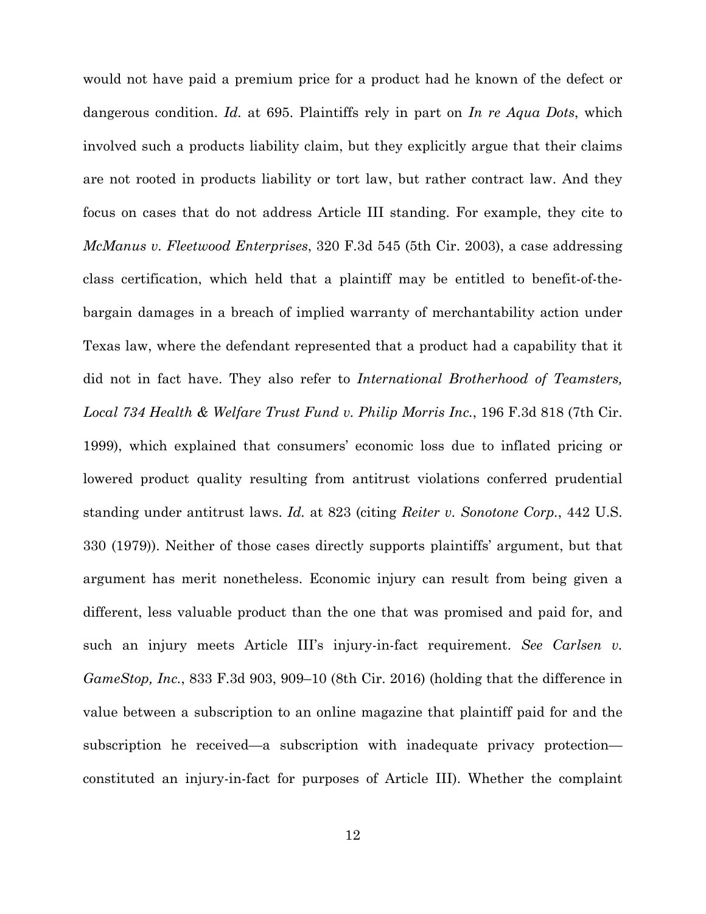would not have paid a premium price for a product had he known of the defect or dangerous condition. *Id.* at 695. Plaintiffs rely in part on *In re Aqua Dots*, which involved such a products liability claim, but they explicitly argue that their claims are not rooted in products liability or tort law, but rather contract law. And they focus on cases that do not address Article III standing. For example, they cite to *McManus v. Fleetwood Enterprises*, 320 F.3d 545 (5th Cir. 2003), a case addressing class certification, which held that a plaintiff may be entitled to benefit-of-the-bargain damages in a breach of implied warranty of merchantability action under Texas law, where the defendant represented that a product had a capability that it did not in fact have. They also refer to *International Brotherhood of Teamsters, Local 734 Health & Welfare Trust Fund v. Philip Morris Inc.*, 196 F.3d 818 (7th Cir. 1999), which explained that consumers' economic loss due to inflated pricing or lowered product quality resulting from antitrust violations conferred prudential standing under antitrust laws. *Id.* at 823 (citing *Reiter v. Sonotone Corp.*, 442 U.S. 330 (1979)). Neither of those cases directly supports plaintiffs' argument, but that argument has merit nonetheless. Economic injury can result from being given a different, less valuable product than the one that was promised and paid for, and such an injury meets Article III's injury-in-fact requirement. *See Carlsen v. GameStop, Inc.*, 833 F.3d 903, 909–10 (8th Cir. 2016) (holding that the difference in value between a subscription to an online magazine that plaintiff paid for and the subscription he received—a subscription with inadequate privacy protection—constituted an injury-in-fact for purposes of Article III). Whether the complaint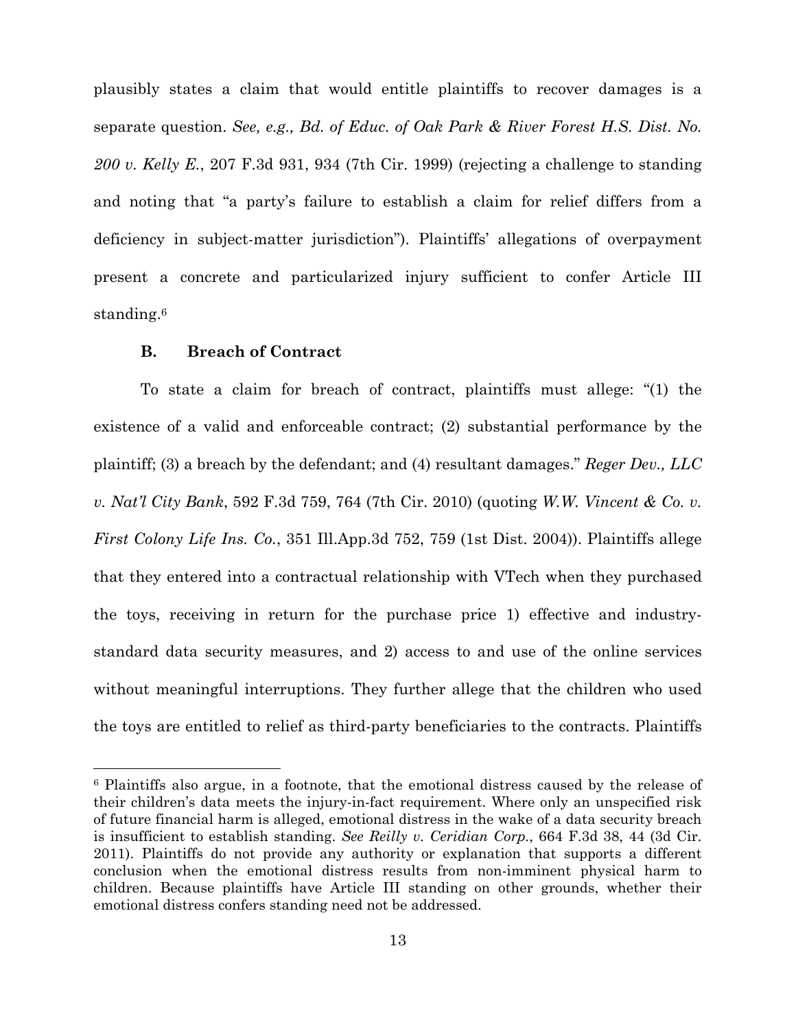plausibly states a claim that would entitle plaintiffs to recover damages is a separate question. *See, e.g., Bd. of Educ. of Oak Park & River Forest H.S. Dist. No. 200 v. Kelly E.*, 207 F.3d 931, 934 (7th Cir. 1999) (rejecting a challenge to standing and noting that "a party's failure to establish a claim for relief differs from a deficiency in subject-matter jurisdiction"). Plaintiffs' allegations of overpayment present a concrete and particularized injury sufficient to confer Article III standing.[6]

### B. Breach of Contract

To state a claim for breach of contract, plaintiffs must allege: "(1) the existence of a valid and enforceable contract; (2) substantial performance by the plaintiff; (3) a breach by the defendant; and (4) resultant damages." *Reger Dev., LLC v. Nat'l City Bank*, 592 F.3d 759, 764 (7th Cir. 2010) (quoting *W.W. Vincent & Co. v. First Colony Life Ins. Co.*, 351 Ill.App.3d 752, 759 (1st Dist. 2004)). Plaintiffs allege that they entered into a contractual relationship with VTech when they purchased the toys, receiving in return for the purchase price 1) effective and industry-standard data security measures, and 2) access to and use of the online services without meaningful interruptions. They further allege that the children who used the toys are entitled to relief as third-party beneficiaries to the contracts. Plaintiffs

---

[6] Plaintiffs also argue, in a footnote, that the emotional distress caused by the release of their children's data meets the injury-in-fact requirement. Where only an unspecified risk of future financial harm is alleged, emotional distress in the wake of a data security breach is insufficient to establish standing. *See Reilly v. Ceridian Corp.*, 664 F.3d 38, 44 (3d Cir. 2011). Plaintiffs do not provide any authority or explanation that supports a different conclusion when the emotional distress results from non-imminent physical harm to children. Because plaintiffs have Article III standing on other grounds, whether their emotional distress confers standing need not be addressed.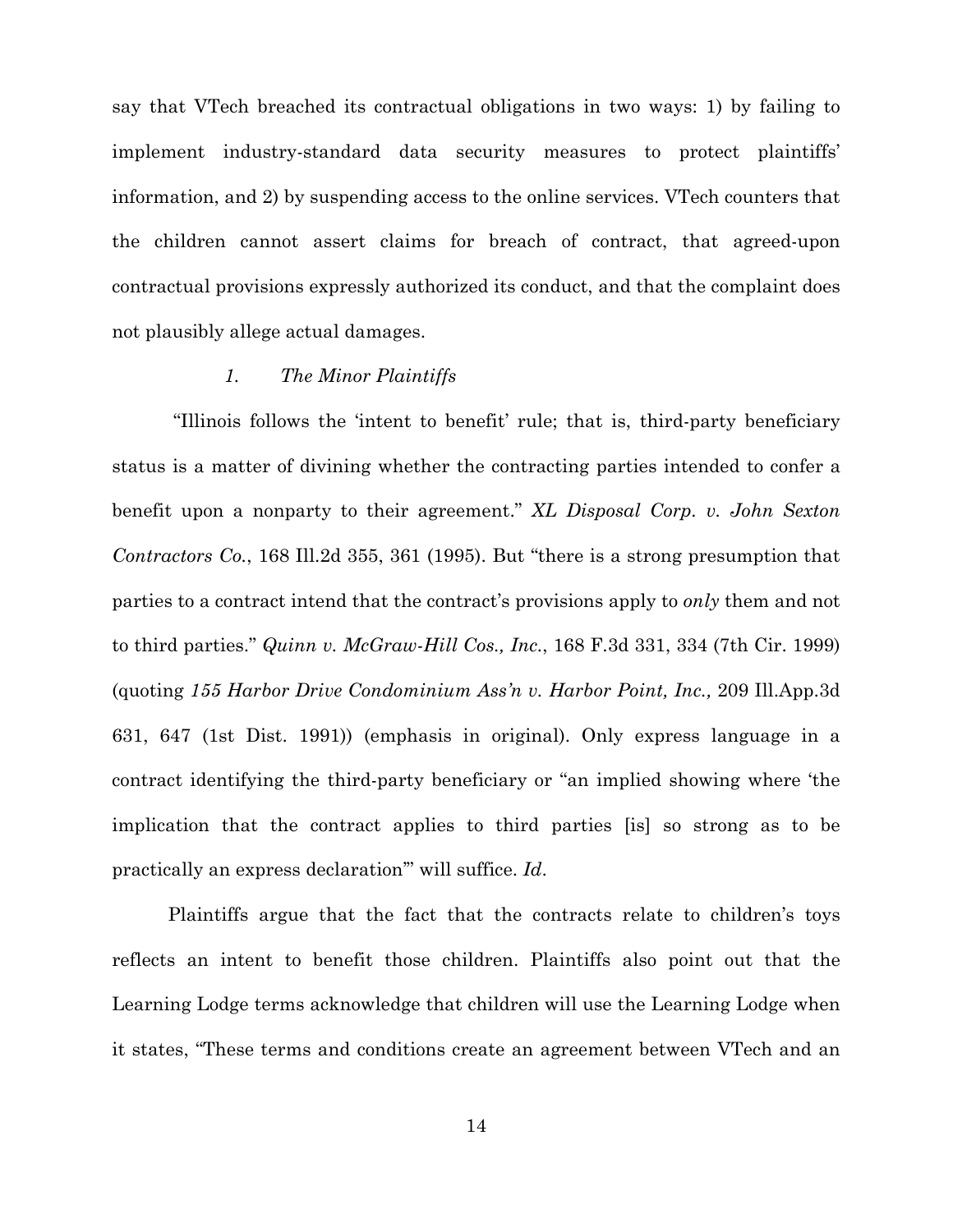say that VTech breached its contractual obligations in two ways: 1) by failing to implement industry-standard data security measures to protect plaintiffs' information, and 2) by suspending access to the online services. VTech counters that the children cannot assert claims for breach of contract, that agreed-upon contractual provisions expressly authorized its conduct, and that the complaint does not plausibly allege actual damages.

*1. The Minor Plaintiffs*

"Illinois follows the 'intent to benefit' rule; that is, third-party beneficiary status is a matter of divining whether the contracting parties intended to confer a benefit upon a nonparty to their agreement." *XL Disposal Corp. v. John Sexton Contractors Co.*, 168 Ill.2d 355, 361 (1995). But "there is a strong presumption that parties to a contract intend that the contract's provisions apply to *only* them and not to third parties." *Quinn v. McGraw-Hill Cos., Inc.*, 168 F.3d 331, 334 (7th Cir. 1999) (quoting *155 Harbor Drive Condominium Ass'n v. Harbor Point, Inc.,* 209 Ill.App.3d 631, 647 (1st Dist. 1991)) (emphasis in original). Only express language in a contract identifying the third-party beneficiary or "an implied showing where 'the implication that the contract applies to third parties [is] so strong as to be practically an express declaration'" will suffice. *Id*.

Plaintiffs argue that the fact that the contracts relate to children's toys reflects an intent to benefit those children. Plaintiffs also point out that the Learning Lodge terms acknowledge that children will use the Learning Lodge when it states, "These terms and conditions create an agreement between VTech and an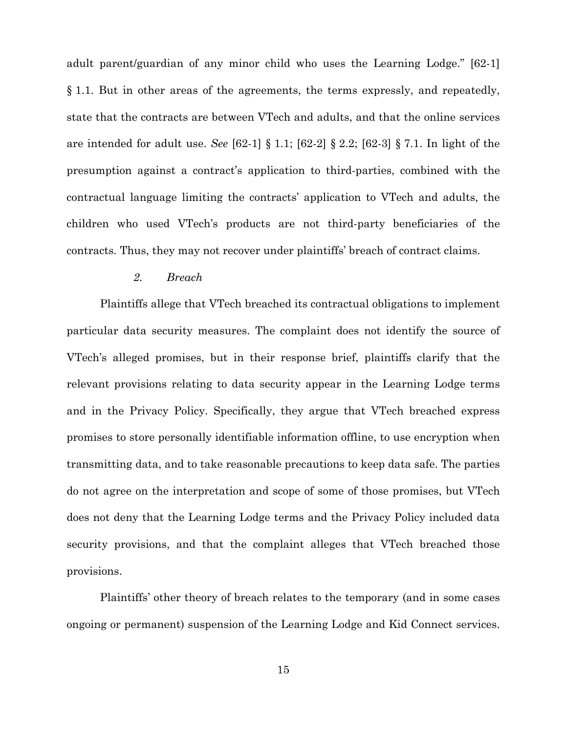adult parent/guardian of any minor child who uses the Learning Lodge." [62-1] § 1.1. But in other areas of the agreements, the terms expressly, and repeatedly, state that the contracts are between VTech and adults, and that the online services are intended for adult use. *See* [62-1] § 1.1; [62-2] § 2.2; [62-3] § 7.1. In light of the presumption against a contract's application to third-parties, combined with the contractual language limiting the contracts' application to VTech and adults, the children who used VTech's products are not third-party beneficiaries of the contracts. Thus, they may not recover under plaintiffs' breach of contract claims.

*2. Breach*

Plaintiffs allege that VTech breached its contractual obligations to implement particular data security measures. The complaint does not identify the source of VTech's alleged promises, but in their response brief, plaintiffs clarify that the relevant provisions relating to data security appear in the Learning Lodge terms and in the Privacy Policy. Specifically, they argue that VTech breached express promises to store personally identifiable information offline, to use encryption when transmitting data, and to take reasonable precautions to keep data safe. The parties do not agree on the interpretation and scope of some of those promises, but VTech does not deny that the Learning Lodge terms and the Privacy Policy included data security provisions, and that the complaint alleges that VTech breached those provisions.

Plaintiffs' other theory of breach relates to the temporary (and in some cases ongoing or permanent) suspension of the Learning Lodge and Kid Connect services.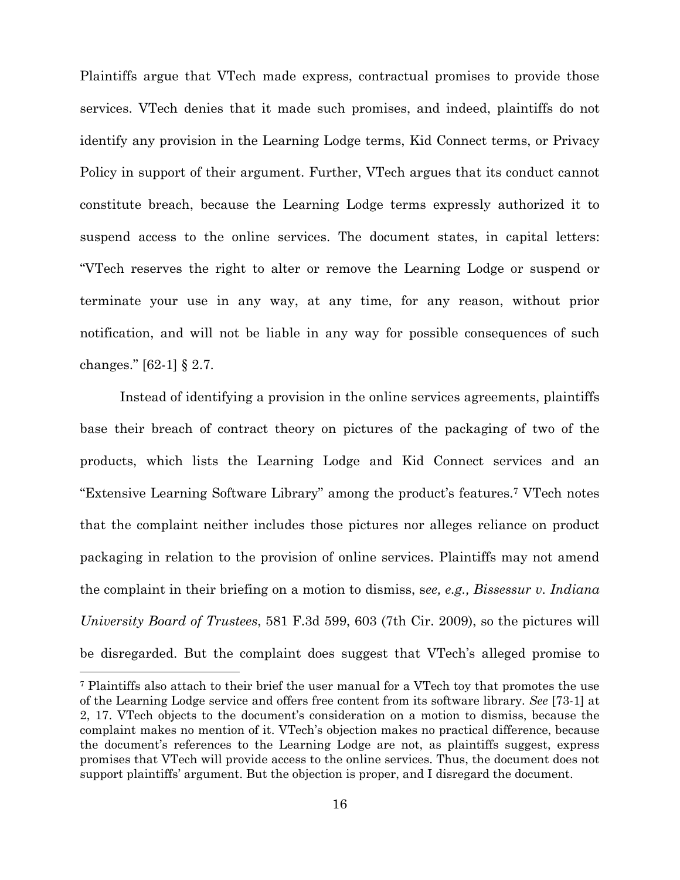Plaintiffs argue that VTech made express, contractual promises to provide those services. VTech denies that it made such promises, and indeed, plaintiffs do not identify any provision in the Learning Lodge terms, Kid Connect terms, or Privacy Policy in support of their argument. Further, VTech argues that its conduct cannot constitute breach, because the Learning Lodge terms expressly authorized it to suspend access to the online services. The document states, in capital letters: "VTech reserves the right to alter or remove the Learning Lodge or suspend or terminate your use in any way, at any time, for any reason, without prior notification, and will not be liable in any way for possible consequences of such changes." [62-1] § 2.7.

Instead of identifying a provision in the online services agreements, plaintiffs base their breach of contract theory on pictures of the packaging of two of the products, which lists the Learning Lodge and Kid Connect services and an "Extensive Learning Software Library" among the product's features.[7] VTech notes that the complaint neither includes those pictures nor alleges reliance on product packaging in relation to the provision of online services. Plaintiffs may not amend the complaint in their briefing on a motion to dismiss, s*ee, e.g., Bissessur v. Indiana University Board of Trustees*, 581 F.3d 599, 603 (7th Cir. 2009), so the pictures will be disregarded. But the complaint does suggest that VTech's alleged promise to

[7] Plaintiffs also attach to their brief the user manual for a VTech toy that promotes the use of the Learning Lodge service and offers free content from its software library. *See* [73-1] at 2, 17. VTech objects to the document's consideration on a motion to dismiss, because the complaint makes no mention of it. VTech's objection makes no practical difference, because the document's references to the Learning Lodge are not, as plaintiffs suggest, express promises that VTech will provide access to the online services. Thus, the document does not support plaintiffs' argument. But the objection is proper, and I disregard the document.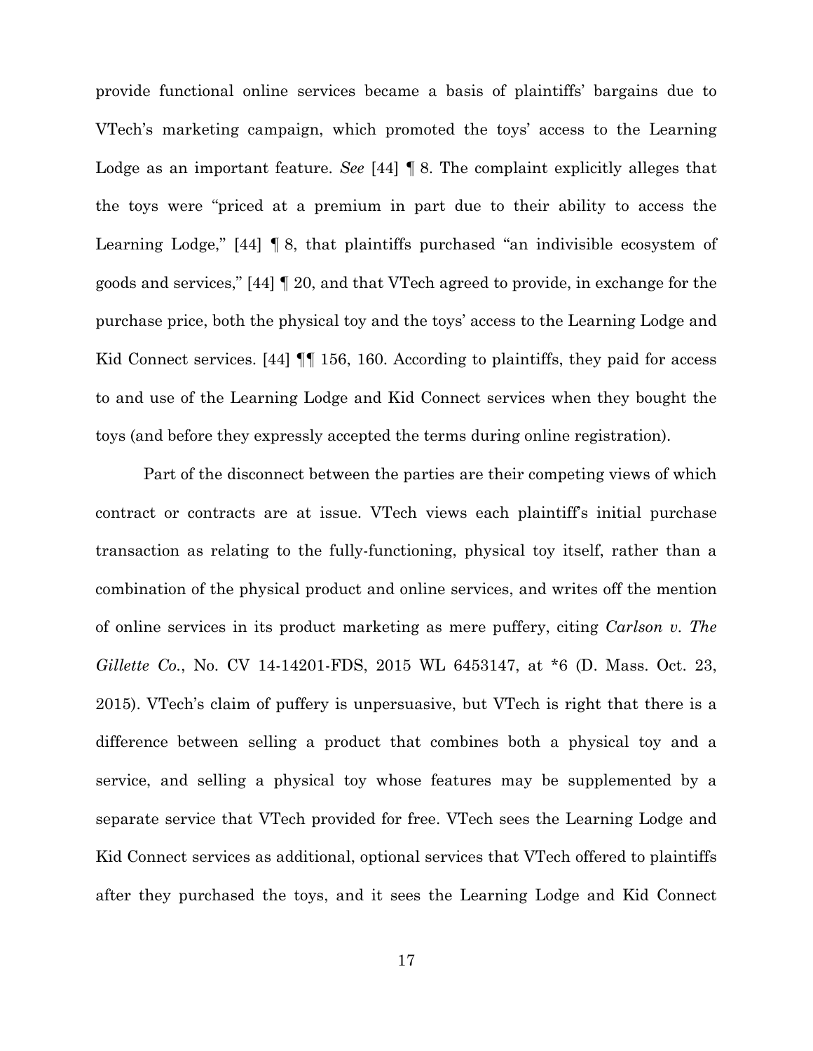provide functional online services became a basis of plaintiffs' bargains due to VTech's marketing campaign, which promoted the toys' access to the Learning Lodge as an important feature. *See* [44] ¶ 8. The complaint explicitly alleges that the toys were "priced at a premium in part due to their ability to access the Learning Lodge," [44] ¶ 8, that plaintiffs purchased "an indivisible ecosystem of goods and services," [44] ¶ 20, and that VTech agreed to provide, in exchange for the purchase price, both the physical toy and the toys' access to the Learning Lodge and Kid Connect services. [44] ¶¶ 156, 160. According to plaintiffs, they paid for access to and use of the Learning Lodge and Kid Connect services when they bought the toys (and before they expressly accepted the terms during online registration).

Part of the disconnect between the parties are their competing views of which contract or contracts are at issue. VTech views each plaintiff's initial purchase transaction as relating to the fully-functioning, physical toy itself, rather than a combination of the physical product and online services, and writes off the mention of online services in its product marketing as mere puffery, citing *Carlson v. The Gillette Co.*, No. CV 14-14201-FDS, 2015 WL 6453147, at *6 (D. Mass. Oct. 23, 2015). VTech's claim of puffery is unpersuasive, but VTech is right that there is a difference between selling a product that combines both a physical toy and a service, and selling a physical toy whose features may be supplemented by a separate service that VTech provided for free. VTech sees the Learning Lodge and Kid Connect services as additional, optional services that VTech offered to plaintiffs after they purchased the toys, and it sees the Learning Lodge and Kid Connect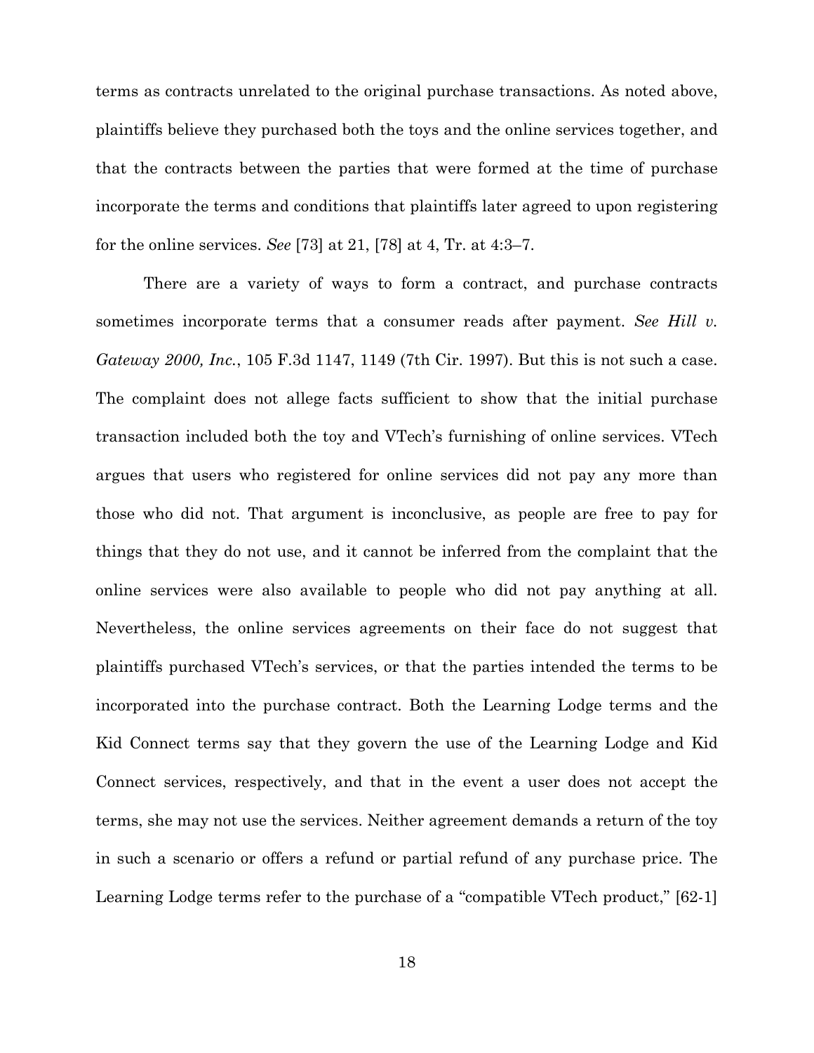terms as contracts unrelated to the original purchase transactions. As noted above, plaintiffs believe they purchased both the toys and the online services together, and that the contracts between the parties that were formed at the time of purchase incorporate the terms and conditions that plaintiffs later agreed to upon registering for the online services. *See* [73] at 21, [78] at 4, Tr. at 4:3–7.

There are a variety of ways to form a contract, and purchase contracts sometimes incorporate terms that a consumer reads after payment. *See Hill v. Gateway 2000, Inc.*, 105 F.3d 1147, 1149 (7th Cir. 1997). But this is not such a case. The complaint does not allege facts sufficient to show that the initial purchase transaction included both the toy and VTech's furnishing of online services. VTech argues that users who registered for online services did not pay any more than those who did not. That argument is inconclusive, as people are free to pay for things that they do not use, and it cannot be inferred from the complaint that the online services were also available to people who did not pay anything at all. Nevertheless, the online services agreements on their face do not suggest that plaintiffs purchased VTech's services, or that the parties intended the terms to be incorporated into the purchase contract. Both the Learning Lodge terms and the Kid Connect terms say that they govern the use of the Learning Lodge and Kid Connect services, respectively, and that in the event a user does not accept the terms, she may not use the services. Neither agreement demands a return of the toy in such a scenario or offers a refund or partial refund of any purchase price. The Learning Lodge terms refer to the purchase of a "compatible VTech product," [62-1]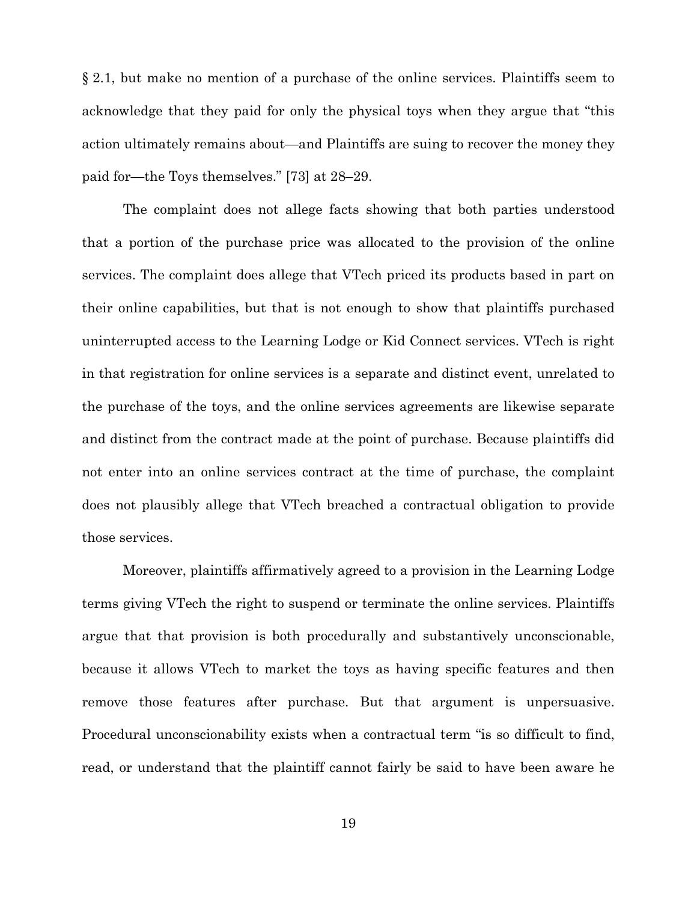§ 2.1, but make no mention of a purchase of the online services. Plaintiffs seem to acknowledge that they paid for only the physical toys when they argue that "this action ultimately remains about—and Plaintiffs are suing to recover the money they paid for—the Toys themselves." [73] at 28–29.

The complaint does not allege facts showing that both parties understood that a portion of the purchase price was allocated to the provision of the online services. The complaint does allege that VTech priced its products based in part on their online capabilities, but that is not enough to show that plaintiffs purchased uninterrupted access to the Learning Lodge or Kid Connect services. VTech is right in that registration for online services is a separate and distinct event, unrelated to the purchase of the toys, and the online services agreements are likewise separate and distinct from the contract made at the point of purchase. Because plaintiffs did not enter into an online services contract at the time of purchase, the complaint does not plausibly allege that VTech breached a contractual obligation to provide those services.

Moreover, plaintiffs affirmatively agreed to a provision in the Learning Lodge terms giving VTech the right to suspend or terminate the online services. Plaintiffs argue that that provision is both procedurally and substantively unconscionable, because it allows VTech to market the toys as having specific features and then remove those features after purchase. But that argument is unpersuasive. Procedural unconscionability exists when a contractual term "is so difficult to find, read, or understand that the plaintiff cannot fairly be said to have been aware he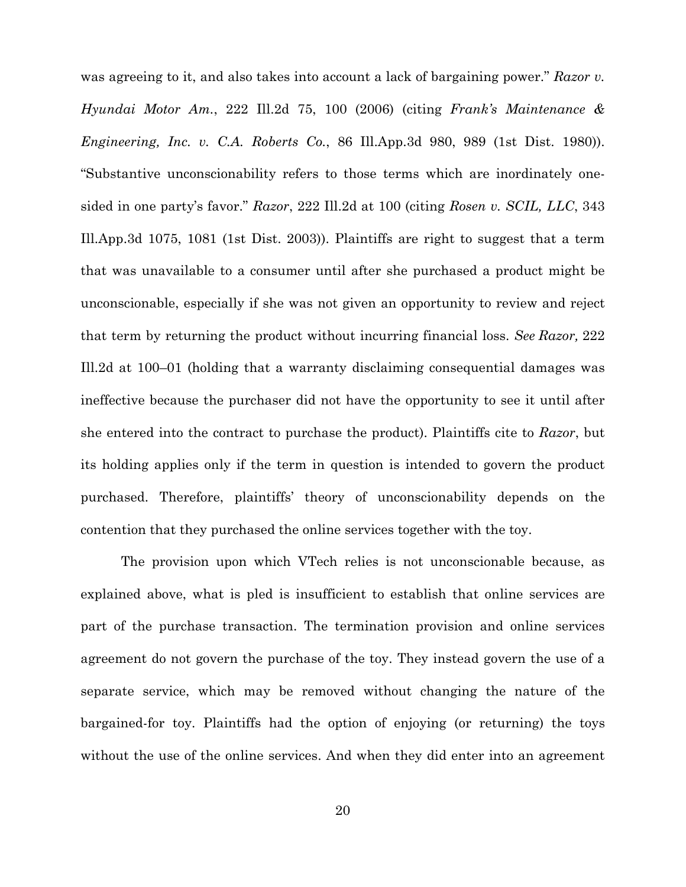was agreeing to it, and also takes into account a lack of bargaining power." *Razor v. Hyundai Motor Am.*, 222 Ill.2d 75, 100 (2006) (citing *Frank's Maintenance & Engineering, Inc. v. C.A. Roberts Co.*, 86 Ill.App.3d 980, 989 (1st Dist. 1980)). "Substantive unconscionability refers to those terms which are inordinately one-sided in one party's favor." *Razor*, 222 Ill.2d at 100 (citing *Rosen v. SCIL, LLC*, 343 Ill.App.3d 1075, 1081 (1st Dist. 2003)). Plaintiffs are right to suggest that a term that was unavailable to a consumer until after she purchased a product might be unconscionable, especially if she was not given an opportunity to review and reject that term by returning the product without incurring financial loss. *See Razor,* 222 Ill.2d at 100–01 (holding that a warranty disclaiming consequential damages was ineffective because the purchaser did not have the opportunity to see it until after she entered into the contract to purchase the product). Plaintiffs cite to *Razor*, but its holding applies only if the term in question is intended to govern the product purchased. Therefore, plaintiffs' theory of unconscionability depends on the contention that they purchased the online services together with the toy.

The provision upon which VTech relies is not unconscionable because, as explained above, what is pled is insufficient to establish that online services are part of the purchase transaction. The termination provision and online services agreement do not govern the purchase of the toy. They instead govern the use of a separate service, which may be removed without changing the nature of the bargained-for toy. Plaintiffs had the option of enjoying (or returning) the toys without the use of the online services. And when they did enter into an agreement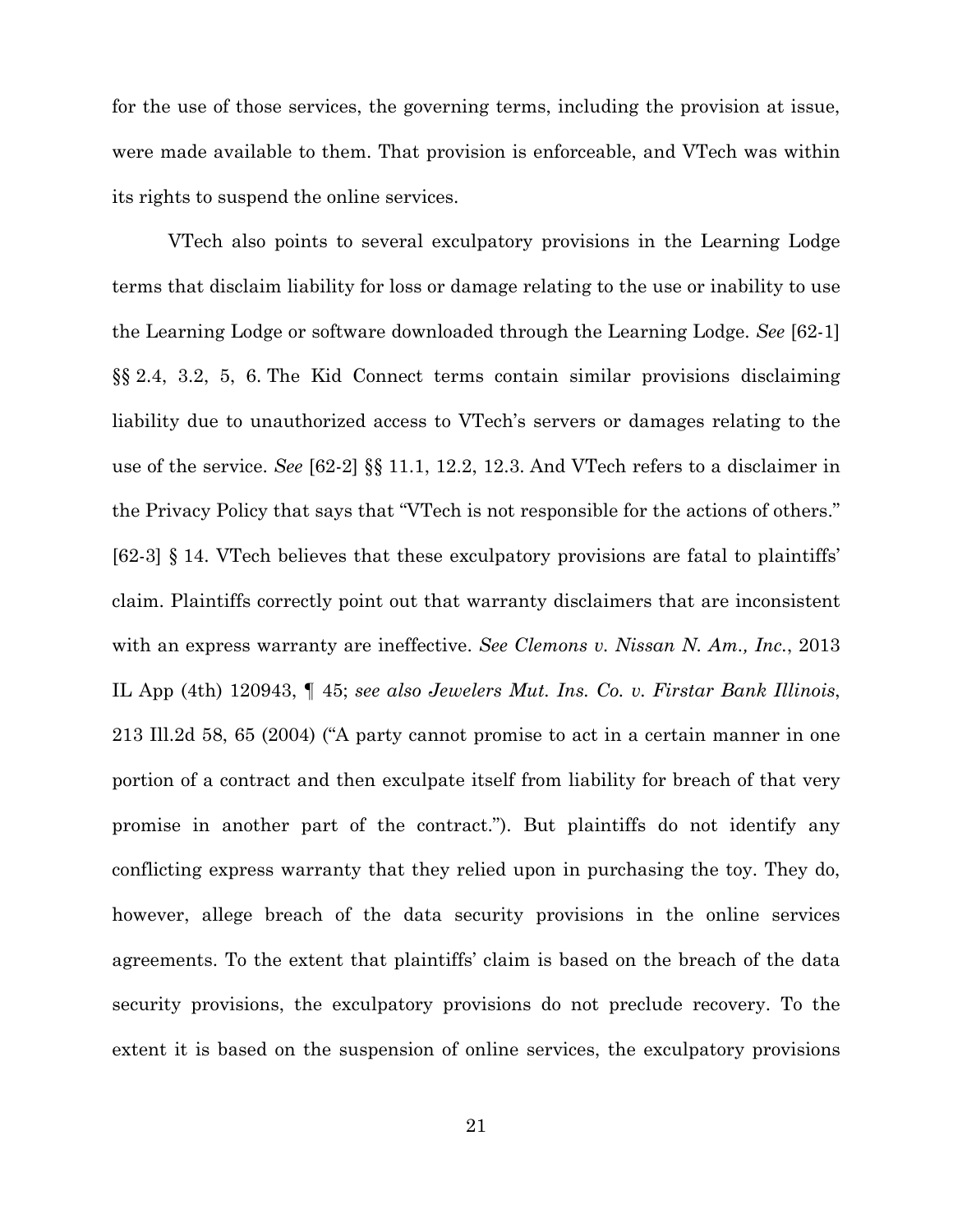for the use of those services, the governing terms, including the provision at issue, were made available to them. That provision is enforceable, and VTech was within its rights to suspend the online services.

VTech also points to several exculpatory provisions in the Learning Lodge terms that disclaim liability for loss or damage relating to the use or inability to use the Learning Lodge or software downloaded through the Learning Lodge. *See* [62-1] §§ 2.4, 3.2, 5, 6. The Kid Connect terms contain similar provisions disclaiming liability due to unauthorized access to VTech's servers or damages relating to the use of the service. *See* [62-2] §§ 11.1, 12.2, 12.3. And VTech refers to a disclaimer in the Privacy Policy that says that "VTech is not responsible for the actions of others." [62-3] § 14. VTech believes that these exculpatory provisions are fatal to plaintiffs' claim. Plaintiffs correctly point out that warranty disclaimers that are inconsistent with an express warranty are ineffective. *See Clemons v. Nissan N. Am., Inc.*, 2013 IL App (4th) 120943, ¶ 45; *see also Jewelers Mut. Ins. Co. v. Firstar Bank Illinois*, 213 Ill.2d 58, 65 (2004) ("A party cannot promise to act in a certain manner in one portion of a contract and then exculpate itself from liability for breach of that very promise in another part of the contract."). But plaintiffs do not identify any conflicting express warranty that they relied upon in purchasing the toy. They do, however, allege breach of the data security provisions in the online services agreements. To the extent that plaintiffs' claim is based on the breach of the data security provisions, the exculpatory provisions do not preclude recovery. To the extent it is based on the suspension of online services, the exculpatory provisions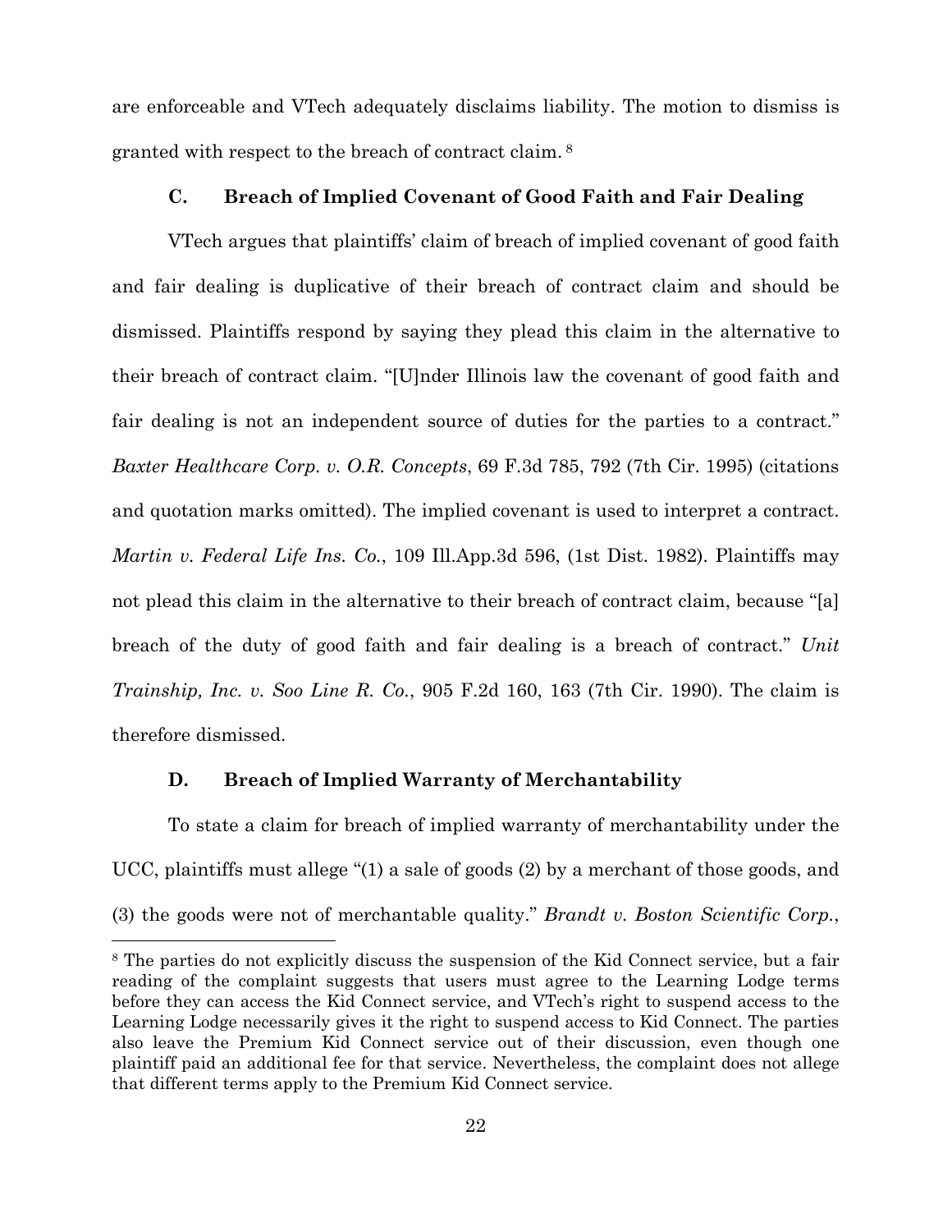are enforceable and VTech adequately disclaims liability. The motion to dismiss is granted with respect to the breach of contract claim. [8]

### C. Breach of Implied Covenant of Good Faith and Fair Dealing

VTech argues that plaintiffs' claim of breach of implied covenant of good faith and fair dealing is duplicative of their breach of contract claim and should be dismissed. Plaintiffs respond by saying they plead this claim in the alternative to their breach of contract claim. "[U]nder Illinois law the covenant of good faith and fair dealing is not an independent source of duties for the parties to a contract." *Baxter Healthcare Corp. v. O.R. Concepts*, 69 F.3d 785, 792 (7th Cir. 1995) (citations and quotation marks omitted). The implied covenant is used to interpret a contract. *Martin v. Federal Life Ins. Co.*, 109 Ill.App.3d 596, (1st Dist. 1982). Plaintiffs may not plead this claim in the alternative to their breach of contract claim, because "[a] breach of the duty of good faith and fair dealing is a breach of contract." *Unit Trainship, Inc. v. Soo Line R. Co.*, 905 F.2d 160, 163 (7th Cir. 1990). The claim is therefore dismissed.

### D. Breach of Implied Warranty of Merchantability

To state a claim for breach of implied warranty of merchantability under the UCC, plaintiffs must allege "(1) a sale of goods (2) by a merchant of those goods, and (3) the goods were not of merchantable quality." *Brandt v. Boston Scientific Corp.*,

---

[8] The parties do not explicitly discuss the suspension of the Kid Connect service, but a fair reading of the complaint suggests that users must agree to the Learning Lodge terms before they can access the Kid Connect service, and VTech's right to suspend access to the Learning Lodge necessarily gives it the right to suspend access to Kid Connect. The parties also leave the Premium Kid Connect service out of their discussion, even though one plaintiff paid an additional fee for that service. Nevertheless, the complaint does not allege that different terms apply to the Premium Kid Connect service.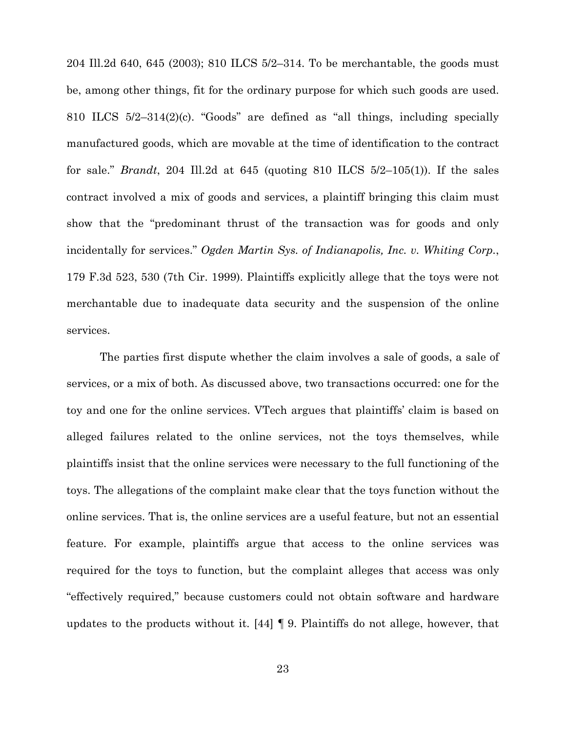204 Ill.2d 640, 645 (2003); 810 ILCS 5/2–314. To be merchantable, the goods must be, among other things, fit for the ordinary purpose for which such goods are used. 810 ILCS 5/2–314(2)(c). "Goods" are defined as "all things, including specially manufactured goods, which are movable at the time of identification to the contract for sale." *Brandt*, 204 Ill.2d at 645 (quoting 810 ILCS 5/2–105(1)). If the sales contract involved a mix of goods and services, a plaintiff bringing this claim must show that the "predominant thrust of the transaction was for goods and only incidentally for services." *Ogden Martin Sys. of Indianapolis, Inc. v. Whiting Corp.*, 179 F.3d 523, 530 (7th Cir. 1999). Plaintiffs explicitly allege that the toys were not merchantable due to inadequate data security and the suspension of the online services.

The parties first dispute whether the claim involves a sale of goods, a sale of services, or a mix of both. As discussed above, two transactions occurred: one for the toy and one for the online services. VTech argues that plaintiffs' claim is based on alleged failures related to the online services, not the toys themselves, while plaintiffs insist that the online services were necessary to the full functioning of the toys. The allegations of the complaint make clear that the toys function without the online services. That is, the online services are a useful feature, but not an essential feature. For example, plaintiffs argue that access to the online services was required for the toys to function, but the complaint alleges that access was only "effectively required," because customers could not obtain software and hardware updates to the products without it. [44] ¶ 9. Plaintiffs do not allege, however, that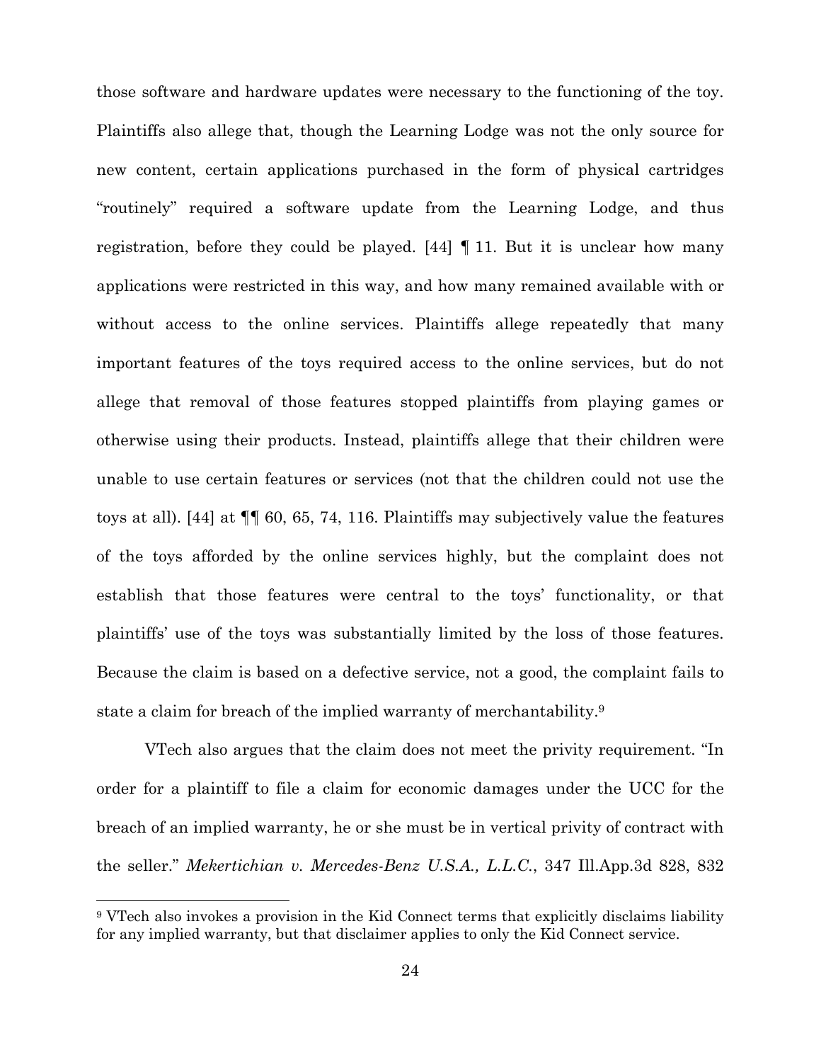those software and hardware updates were necessary to the functioning of the toy. Plaintiffs also allege that, though the Learning Lodge was not the only source for new content, certain applications purchased in the form of physical cartridges "routinely" required a software update from the Learning Lodge, and thus registration, before they could be played. [44] ¶ 11. But it is unclear how many applications were restricted in this way, and how many remained available with or without access to the online services. Plaintiffs allege repeatedly that many important features of the toys required access to the online services, but do not allege that removal of those features stopped plaintiffs from playing games or otherwise using their products. Instead, plaintiffs allege that their children were unable to use certain features or services (not that the children could not use the toys at all). [44] at ¶¶ 60, 65, 74, 116. Plaintiffs may subjectively value the features of the toys afforded by the online services highly, but the complaint does not establish that those features were central to the toys' functionality, or that plaintiffs' use of the toys was substantially limited by the loss of those features. Because the claim is based on a defective service, not a good, the complaint fails to state a claim for breach of the implied warranty of merchantability.[9]

VTech also argues that the claim does not meet the privity requirement. "In order for a plaintiff to file a claim for economic damages under the UCC for the breach of an implied warranty, he or she must be in vertical privity of contract with the seller." *Mekertichian v. Mercedes-Benz U.S.A., L.L.C.*, 347 Ill.App.3d 828, 832

[9] VTech also invokes a provision in the Kid Connect terms that explicitly disclaims liability for any implied warranty, but that disclaimer applies to only the Kid Connect service.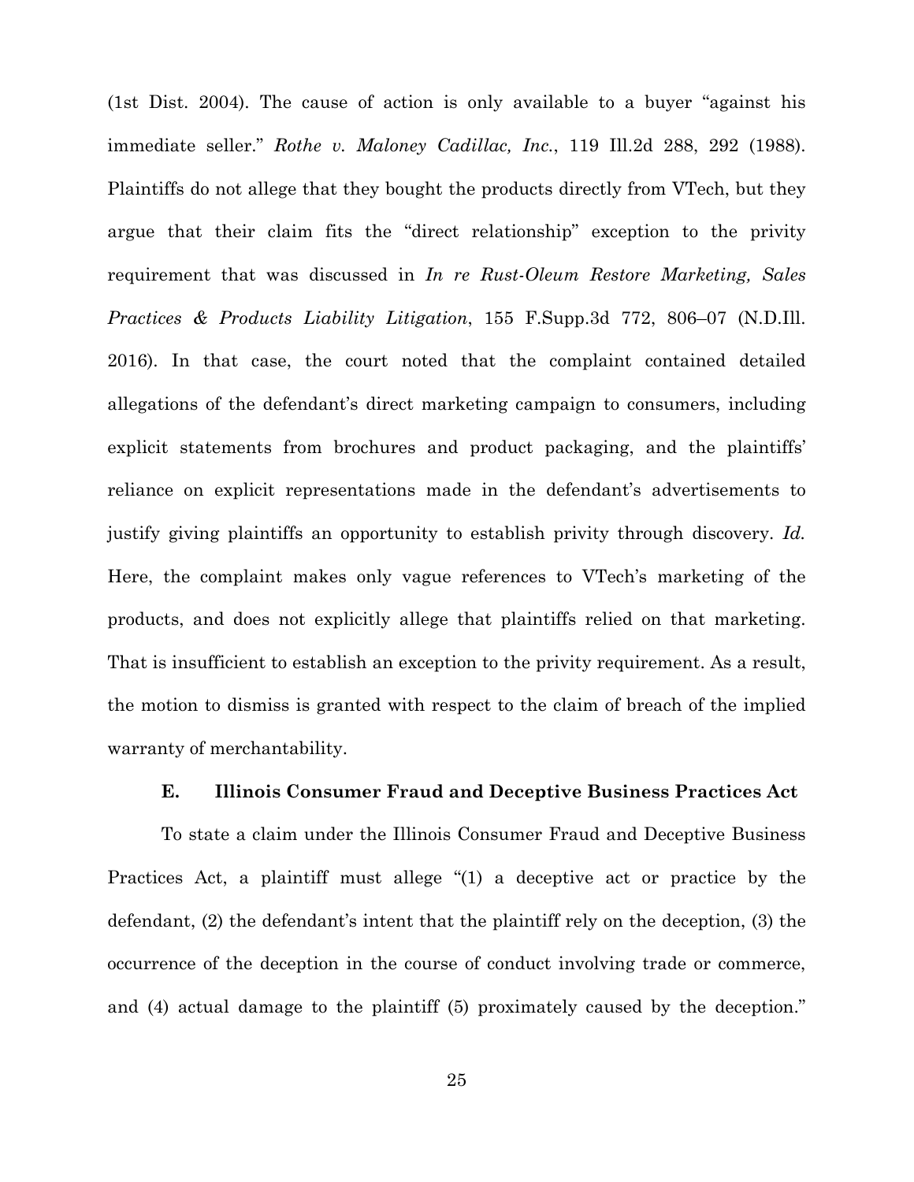(1st Dist. 2004). The cause of action is only available to a buyer "against his immediate seller." *Rothe v. Maloney Cadillac, Inc.*, 119 Ill.2d 288, 292 (1988). Plaintiffs do not allege that they bought the products directly from VTech, but they argue that their claim fits the "direct relationship" exception to the privity requirement that was discussed in *In re Rust-Oleum Restore Marketing, Sales Practices & Products Liability Litigation*, 155 F.Supp.3d 772, 806–07 (N.D.Ill. 2016). In that case, the court noted that the complaint contained detailed allegations of the defendant's direct marketing campaign to consumers, including explicit statements from brochures and product packaging, and the plaintiffs' reliance on explicit representations made in the defendant's advertisements to justify giving plaintiffs an opportunity to establish privity through discovery. *Id.* Here, the complaint makes only vague references to VTech's marketing of the products, and does not explicitly allege that plaintiffs relied on that marketing. That is insufficient to establish an exception to the privity requirement. As a result, the motion to dismiss is granted with respect to the claim of breach of the implied warranty of merchantability.

### E. Illinois Consumer Fraud and Deceptive Business Practices Act

To state a claim under the Illinois Consumer Fraud and Deceptive Business Practices Act, a plaintiff must allege "(1) a deceptive act or practice by the defendant, (2) the defendant's intent that the plaintiff rely on the deception, (3) the occurrence of the deception in the course of conduct involving trade or commerce, and (4) actual damage to the plaintiff (5) proximately caused by the deception."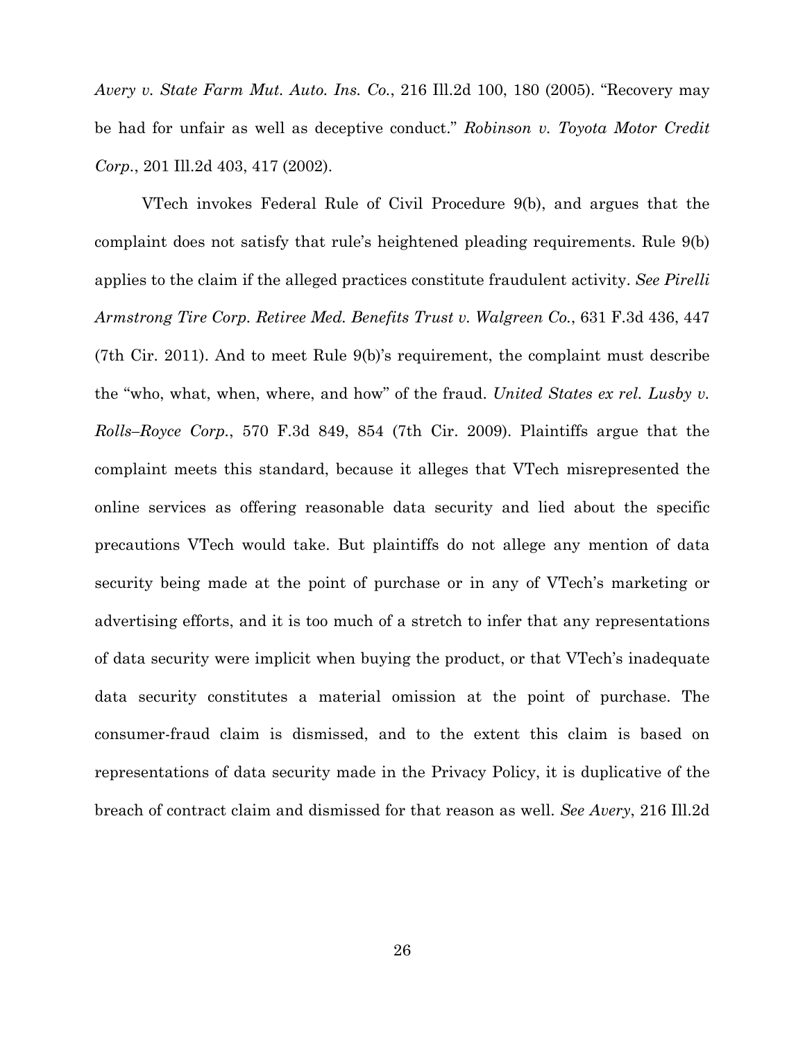*Avery v. State Farm Mut. Auto. Ins. Co.*, 216 Ill.2d 100, 180 (2005). "Recovery may be had for unfair as well as deceptive conduct." *Robinson v. Toyota Motor Credit Corp.*, 201 Ill.2d 403, 417 (2002).

VTech invokes Federal Rule of Civil Procedure 9(b), and argues that the complaint does not satisfy that rule's heightened pleading requirements. Rule 9(b) applies to the claim if the alleged practices constitute fraudulent activity. *See Pirelli Armstrong Tire Corp. Retiree Med. Benefits Trust v. Walgreen Co.*, 631 F.3d 436, 447 (7th Cir. 2011). And to meet Rule 9(b)'s requirement, the complaint must describe the "who, what, when, where, and how" of the fraud. *United States ex rel. Lusby v. Rolls–Royce Corp.*, 570 F.3d 849, 854 (7th Cir. 2009). Plaintiffs argue that the complaint meets this standard, because it alleges that VTech misrepresented the online services as offering reasonable data security and lied about the specific precautions VTech would take. But plaintiffs do not allege any mention of data security being made at the point of purchase or in any of VTech's marketing or advertising efforts, and it is too much of a stretch to infer that any representations of data security were implicit when buying the product, or that VTech's inadequate data security constitutes a material omission at the point of purchase. The consumer-fraud claim is dismissed, and to the extent this claim is based on representations of data security made in the Privacy Policy, it is duplicative of the breach of contract claim and dismissed for that reason as well. *See Avery*, 216 Ill.2d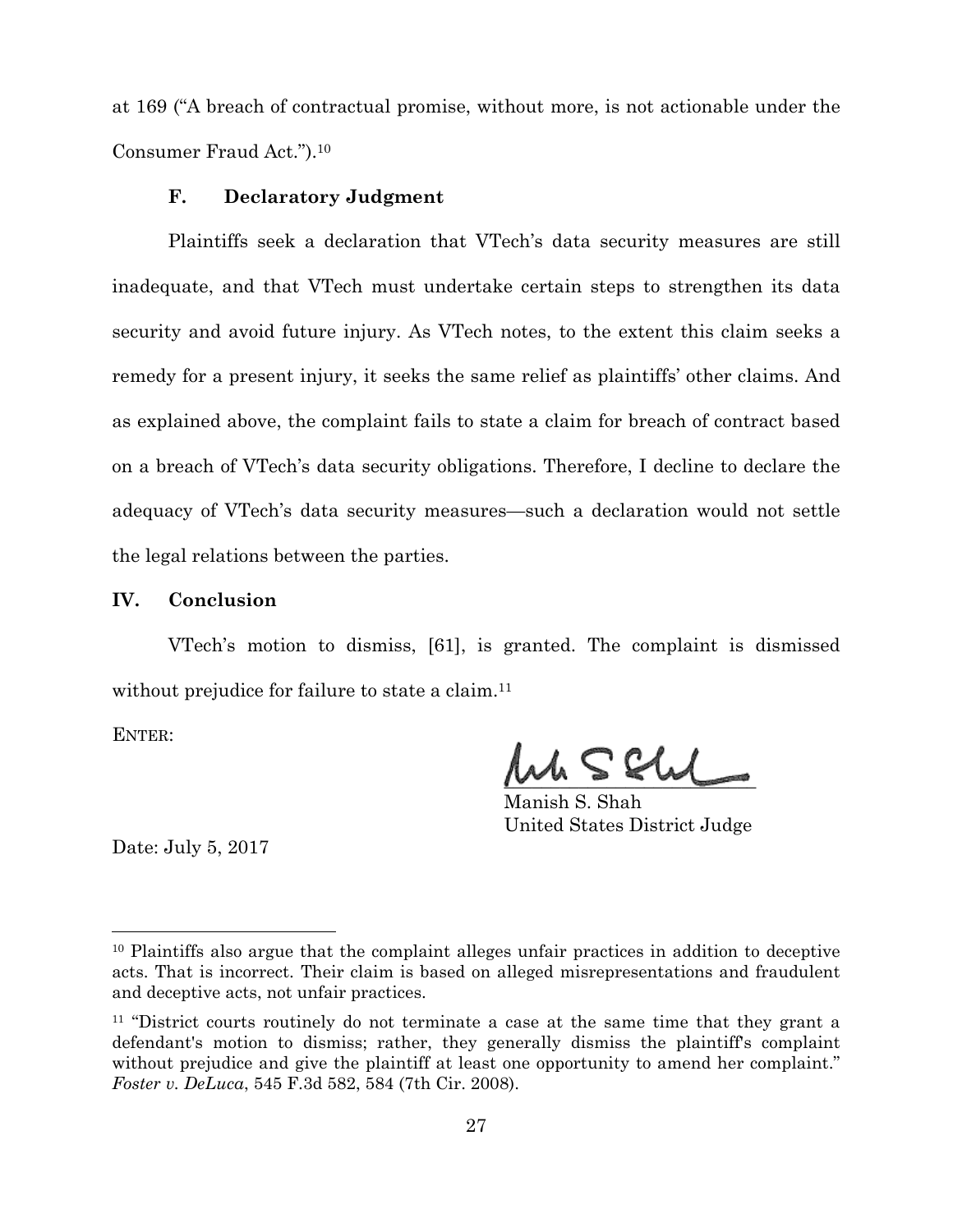at 169 ("A breach of contractual promise, without more, is not actionable under the Consumer Fraud Act.").[10]

### F. Declaratory Judgment

Plaintiffs seek a declaration that VTech's data security measures are still inadequate, and that VTech must undertake certain steps to strengthen its data security and avoid future injury. As VTech notes, to the extent this claim seeks a remedy for a present injury, it seeks the same relief as plaintiffs' other claims. And as explained above, the complaint fails to state a claim for breach of contract based on a breach of VTech's data security obligations. Therefore, I decline to declare the adequacy of VTech's data security measures—such a declaration would not settle the legal relations between the parties.

## IV. Conclusion

VTech's motion to dismiss, [61], is granted. The complaint is dismissed without prejudice for failure to state a claim.[11]

ENTER:

Manish S. Shah
United States District Judge

Date: July 5, 2017

---

[10] Plaintiffs also argue that the complaint alleges unfair practices in addition to deceptive acts. That is incorrect. Their claim is based on alleged misrepresentations and fraudulent and deceptive acts, not unfair practices.

[11] "District courts routinely do not terminate a case at the same time that they grant a defendant's motion to dismiss; rather, they generally dismiss the plaintiff's complaint without prejudice and give the plaintiff at least one opportunity to amend her complaint." *Foster v. DeLuca*, 545 F.3d 582, 584 (7th Cir. 2008).